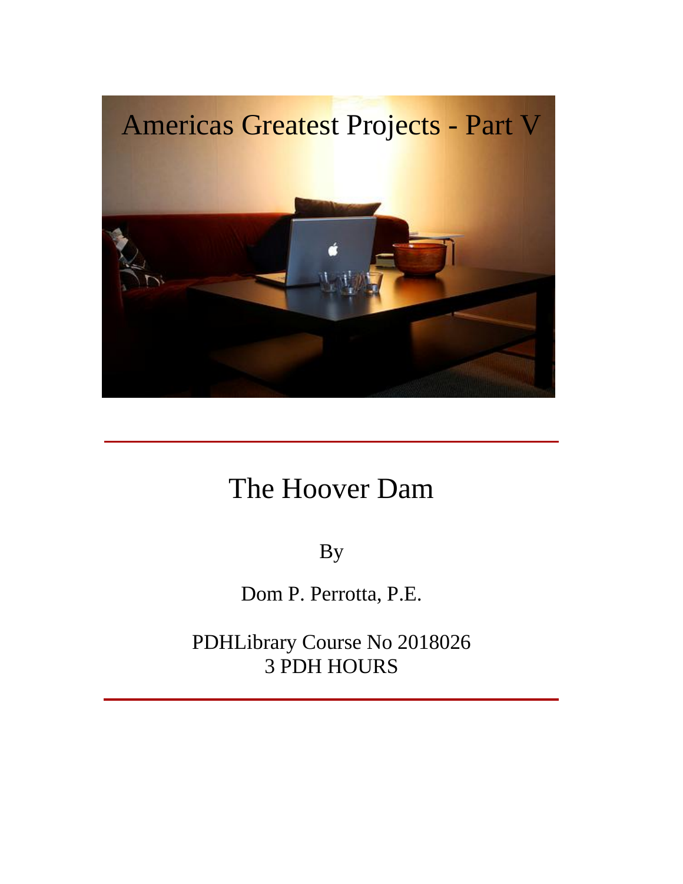Americas Greatest Projects - Part V

# The Hoover Dam

By

Dom P. Perrotta, P.E.

PDHLibrary Course No 2018026
3 PDH HOURS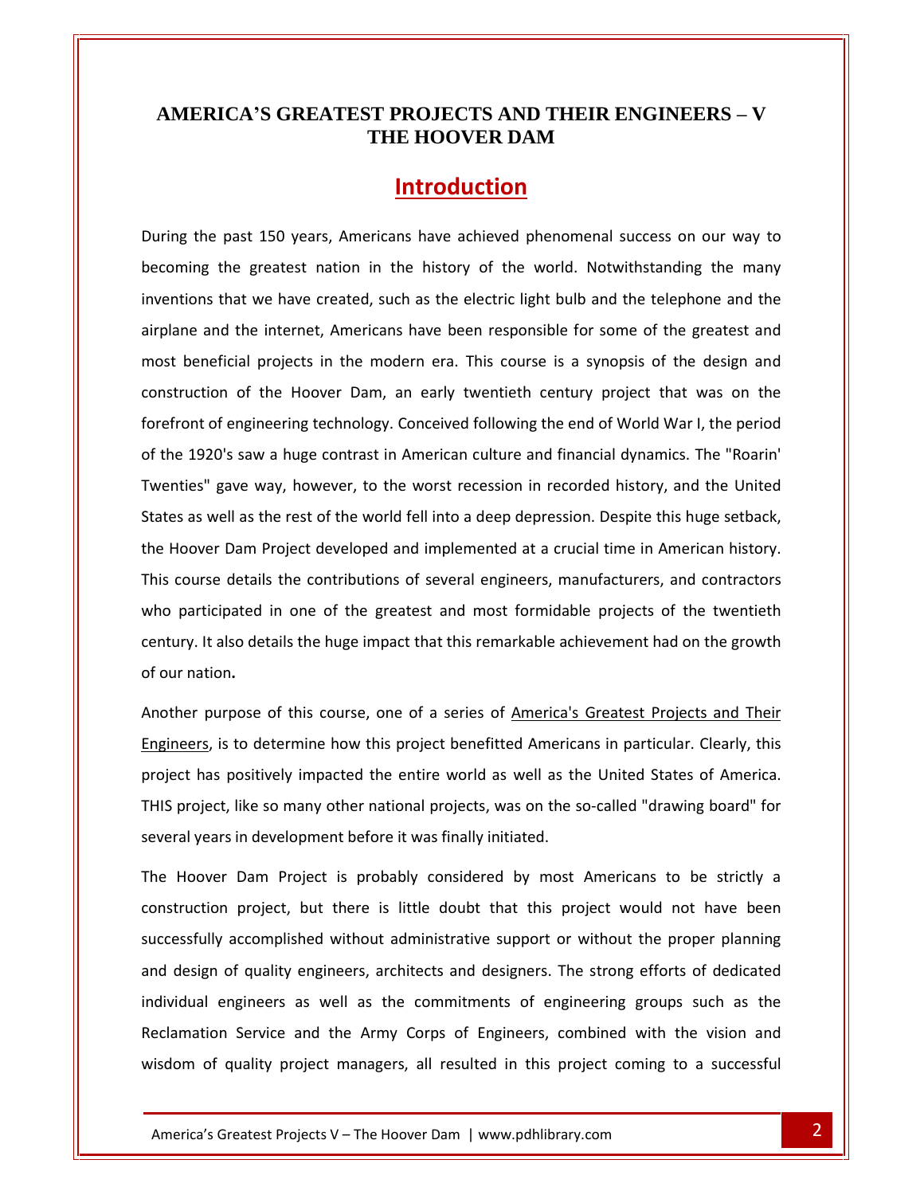# AMERICA'S GREATEST PROJECTS AND THEIR ENGINEERS – V THE HOOVER DAM

## Introduction

During the past 150 years, Americans have achieved phenomenal success on our way to becoming the greatest nation in the history of the world. Notwithstanding the many inventions that we have created, such as the electric light bulb and the telephone and the airplane and the internet, Americans have been responsible for some of the greatest and most beneficial projects in the modern era. This course is a synopsis of the design and construction of the Hoover Dam, an early twentieth century project that was on the forefront of engineering technology. Conceived following the end of World War I, the period of the 1920's saw a huge contrast in American culture and financial dynamics. The "Roarin' Twenties" gave way, however, to the worst recession in recorded history, and the United States as well as the rest of the world fell into a deep depression. Despite this huge setback, the Hoover Dam Project developed and implemented at a crucial time in American history. This course details the contributions of several engineers, manufacturers, and contractors who participated in one of the greatest and most formidable projects of the twentieth century. It also details the huge impact that this remarkable achievement had on the growth of our nation**.**

Another purpose of this course, one of a series of America's Greatest Projects and Their Engineers, is to determine how this project benefitted Americans in particular. Clearly, this project has positively impacted the entire world as well as the United States of America. THIS project, like so many other national projects, was on the so-called "drawing board" for several years in development before it was finally initiated.

The Hoover Dam Project is probably considered by most Americans to be strictly a construction project, but there is little doubt that this project would not have been successfully accomplished without administrative support or without the proper planning and design of quality engineers, architects and designers. The strong efforts of dedicated individual engineers as well as the commitments of engineering groups such as the Reclamation Service and the Army Corps of Engineers, combined with the vision and wisdom of quality project managers, all resulted in this project coming to a successful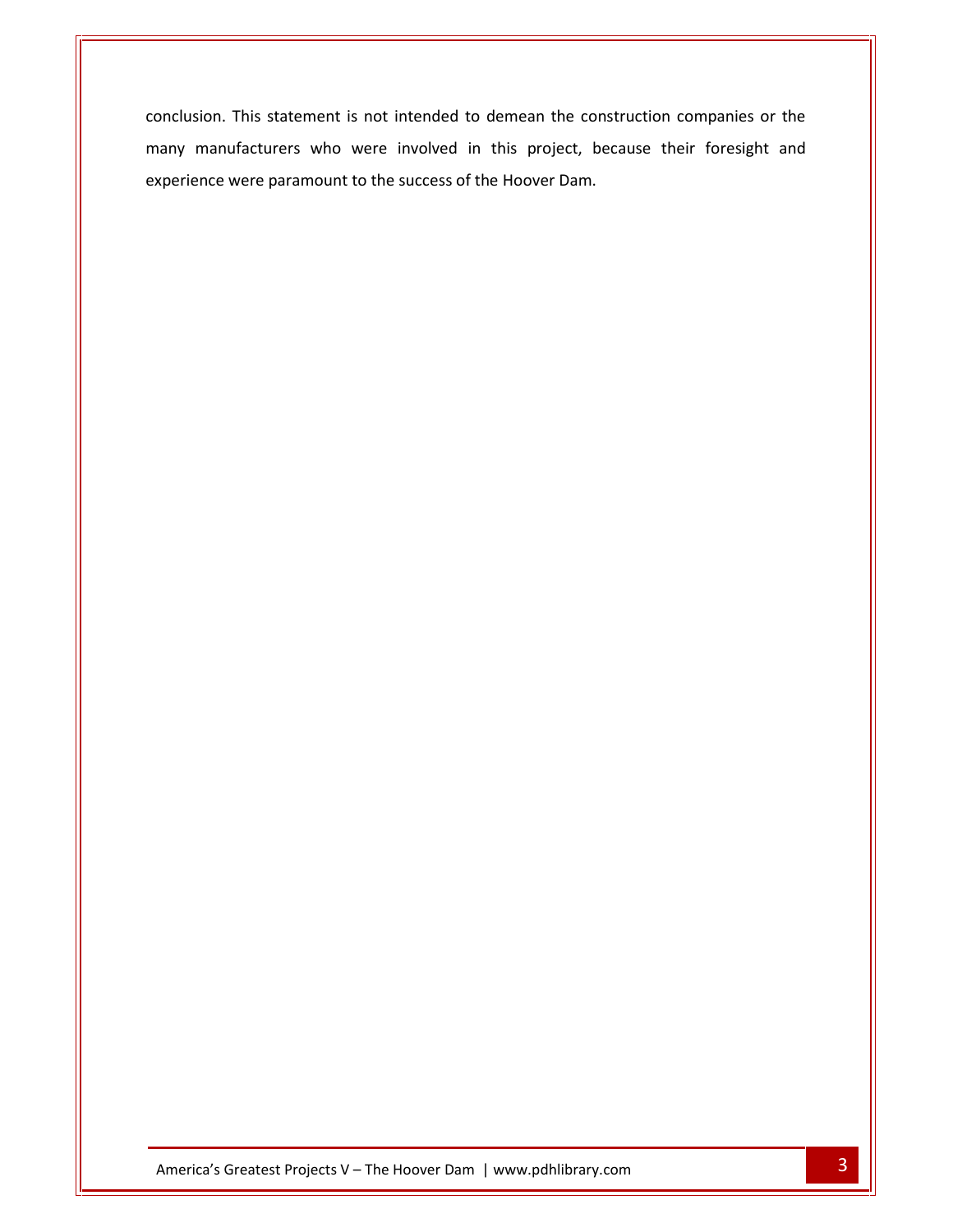conclusion. This statement is not intended to demean the construction companies or the many manufacturers who were involved in this project, because their foresight and experience were paramount to the success of the Hoover Dam.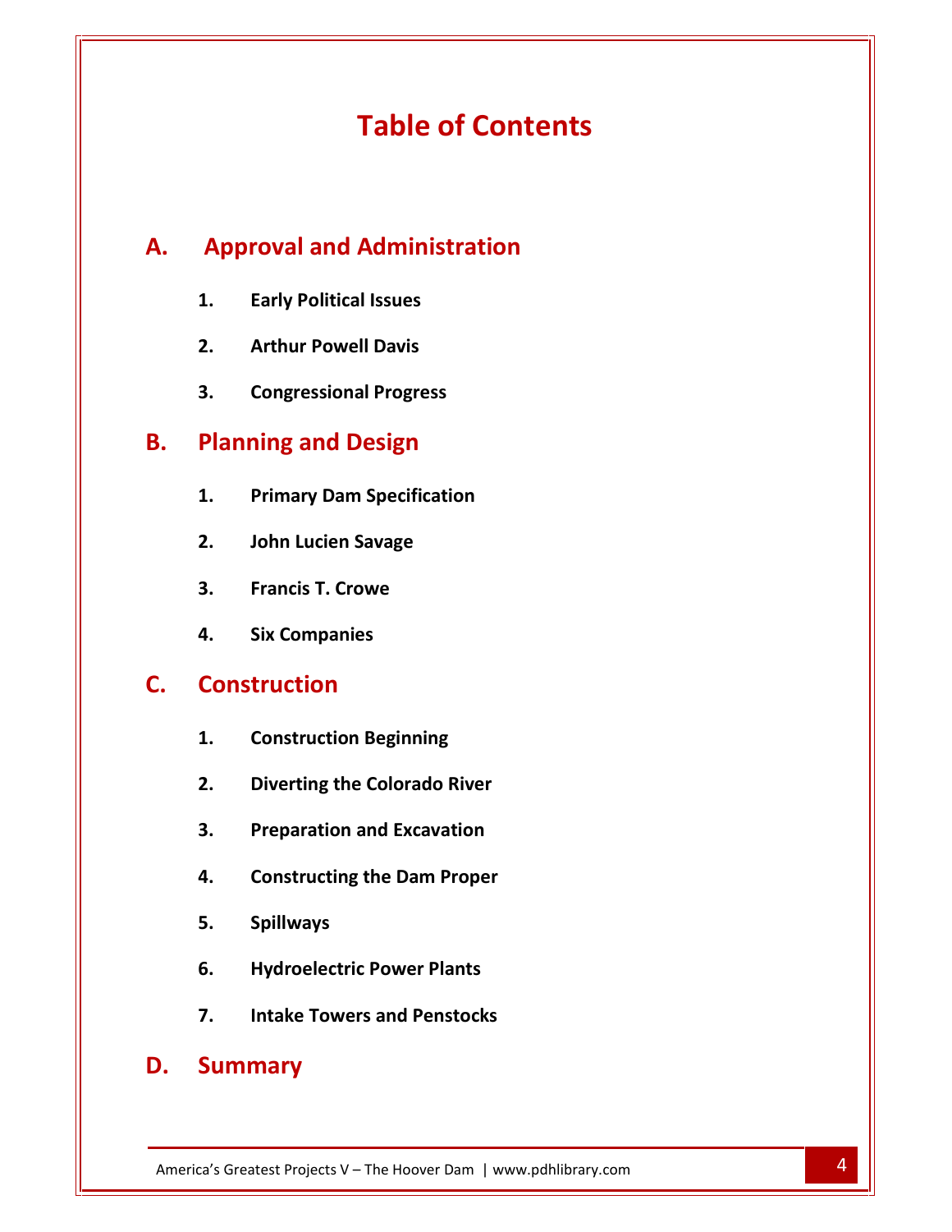# Table of Contents

## A. Approval and Administration

1. **Early Political Issues**
2. **Arthur Powell Davis**
3. **Congressional Progress**

## B. Planning and Design

1. **Primary Dam Specification**
2. **John Lucien Savage**
3. **Francis T. Crowe**
4. **Six Companies**

## C. Construction

1. **Construction Beginning**
2. **Diverting the Colorado River**
3. **Preparation and Excavation**
4. **Constructing the Dam Proper**
5. **Spillways**
6. **Hydroelectric Power Plants**
7. **Intake Towers and Penstocks**

## D. Summary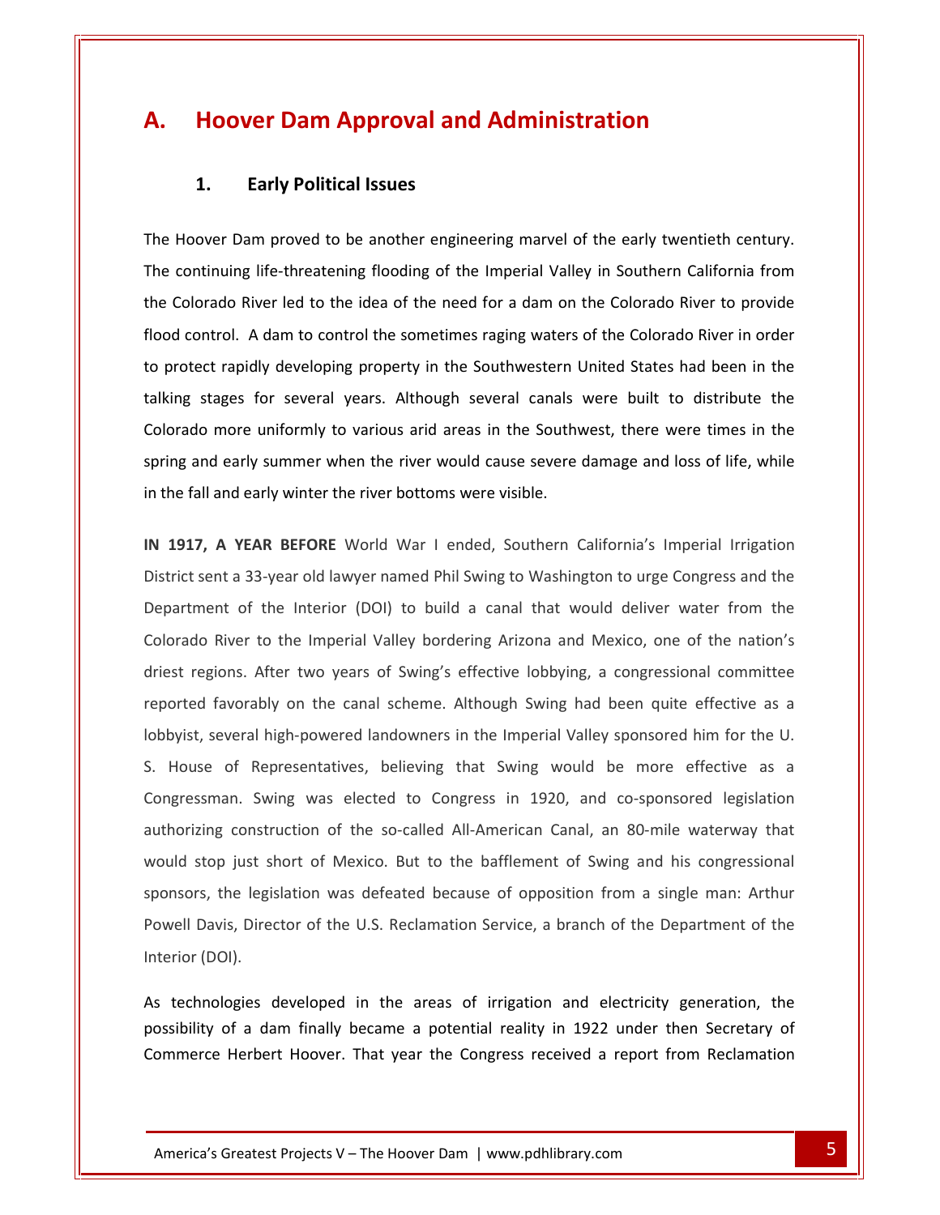# A. Hoover Dam Approval and Administration

## 1. Early Political Issues

The Hoover Dam proved to be another engineering marvel of the early twentieth century. The continuing life-threatening flooding of the Imperial Valley in Southern California from the Colorado River led to the idea of the need for a dam on the Colorado River to provide flood control. A dam to control the sometimes raging waters of the Colorado River in order to protect rapidly developing property in the Southwestern United States had been in the talking stages for several years. Although several canals were built to distribute the Colorado more uniformly to various arid areas in the Southwest, there were times in the spring and early summer when the river would cause severe damage and loss of life, while in the fall and early winter the river bottoms were visible.

**IN 1917, A YEAR BEFORE** World War I ended, Southern California's Imperial Irrigation District sent a 33-year old lawyer named Phil Swing to Washington to urge Congress and the Department of the Interior (DOI) to build a canal that would deliver water from the Colorado River to the Imperial Valley bordering Arizona and Mexico, one of the nation's driest regions. After two years of Swing's effective lobbying, a congressional committee reported favorably on the canal scheme. Although Swing had been quite effective as a lobbyist, several high-powered landowners in the Imperial Valley sponsored him for the U. S. House of Representatives, believing that Swing would be more effective as a Congressman. Swing was elected to Congress in 1920, and co-sponsored legislation authorizing construction of the so-called All-American Canal, an 80-mile waterway that would stop just short of Mexico. But to the bafflement of Swing and his congressional sponsors, the legislation was defeated because of opposition from a single man: Arthur Powell Davis, Director of the U.S. Reclamation Service, a branch of the Department of the Interior (DOI).

As technologies developed in the areas of irrigation and electricity generation, the possibility of a dam finally became a potential reality in 1922 under then Secretary of Commerce Herbert Hoover. That year the Congress received a report from Reclamation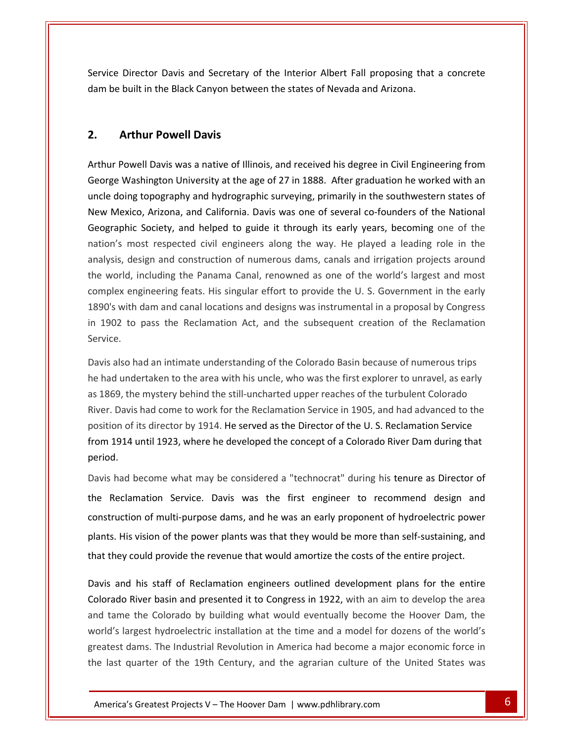Service Director Davis and Secretary of the Interior Albert Fall proposing that a concrete dam be built in the Black Canyon between the states of Nevada and Arizona.

## 2. Arthur Powell Davis

Arthur Powell Davis was a native of Illinois, and received his degree in Civil Engineering from George Washington University at the age of 27 in 1888. After graduation he worked with an uncle doing topography and hydrographic surveying, primarily in the southwestern states of New Mexico, Arizona, and California. Davis was one of several co-founders of the National Geographic Society, and helped to guide it through its early years, becoming one of the nation's most respected civil engineers along the way. He played a leading role in the analysis, design and construction of numerous dams, canals and irrigation projects around the world, including the Panama Canal, renowned as one of the world's largest and most complex engineering feats. His singular effort to provide the U. S. Government in the early 1890's with dam and canal locations and designs was instrumental in a proposal by Congress in 1902 to pass the Reclamation Act, and the subsequent creation of the Reclamation Service.

Davis also had an intimate understanding of the Colorado Basin because of numerous trips he had undertaken to the area with his uncle, who was the first explorer to unravel, as early as 1869, the mystery behind the still-uncharted upper reaches of the turbulent Colorado River. Davis had come to work for the Reclamation Service in 1905, and had advanced to the position of its director by 1914. He served as the Director of the U. S. Reclamation Service from 1914 until 1923, where he developed the concept of a Colorado River Dam during that period.

Davis had become what may be considered a "technocrat" during his tenure as Director of the Reclamation Service. Davis was the first engineer to recommend design and construction of multi-purpose dams, and he was an early proponent of hydroelectric power plants. His vision of the power plants was that they would be more than self-sustaining, and that they could provide the revenue that would amortize the costs of the entire project.

Davis and his staff of Reclamation engineers outlined development plans for the entire Colorado River basin and presented it to Congress in 1922, with an aim to develop the area and tame the Colorado by building what would eventually become the Hoover Dam, the world's largest hydroelectric installation at the time and a model for dozens of the world's greatest dams. The Industrial Revolution in America had become a major economic force in the last quarter of the 19th Century, and the agrarian culture of the United States was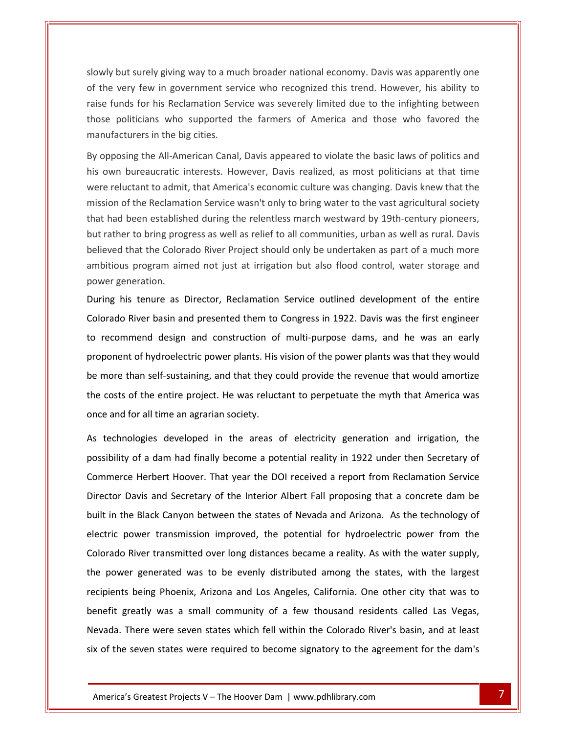slowly but surely giving way to a much broader national economy. Davis was apparently one of the very few in government service who recognized this trend. However, his ability to raise funds for his Reclamation Service was severely limited due to the infighting between those politicians who supported the farmers of America and those who favored the manufacturers in the big cities.

By opposing the All-American Canal, Davis appeared to violate the basic laws of politics and his own bureaucratic interests. However, Davis realized, as most politicians at that time were reluctant to admit, that America's economic culture was changing. Davis knew that the mission of the Reclamation Service wasn't only to bring water to the vast agricultural society that had been established during the relentless march westward by 19th-century pioneers, but rather to bring progress as well as relief to all communities, urban as well as rural. Davis believed that the Colorado River Project should only be undertaken as part of a much more ambitious program aimed not just at irrigation but also flood control, water storage and power generation.

During his tenure as Director, Reclamation Service outlined development of the entire Colorado River basin and presented them to Congress in 1922. Davis was the first engineer to recommend design and construction of multi-purpose dams, and he was an early proponent of hydroelectric power plants. His vision of the power plants was that they would be more than self-sustaining, and that they could provide the revenue that would amortize the costs of the entire project. He was reluctant to perpetuate the myth that America was once and for all time an agrarian society.

As technologies developed in the areas of electricity generation and irrigation, the possibility of a dam had finally become a potential reality in 1922 under then Secretary of Commerce Herbert Hoover. That year the DOI received a report from Reclamation Service Director Davis and Secretary of the Interior Albert Fall proposing that a concrete dam be built in the Black Canyon between the states of Nevada and Arizona. As the technology of electric power transmission improved, the potential for hydroelectric power from the Colorado River transmitted over long distances became a reality. As with the water supply, the power generated was to be evenly distributed among the states, with the largest recipients being Phoenix, Arizona and Los Angeles, California. One other city that was to benefit greatly was a small community of a few thousand residents called Las Vegas, Nevada. There were seven states which fell within the Colorado River's basin, and at least six of the seven states were required to become signatory to the agreement for the dam's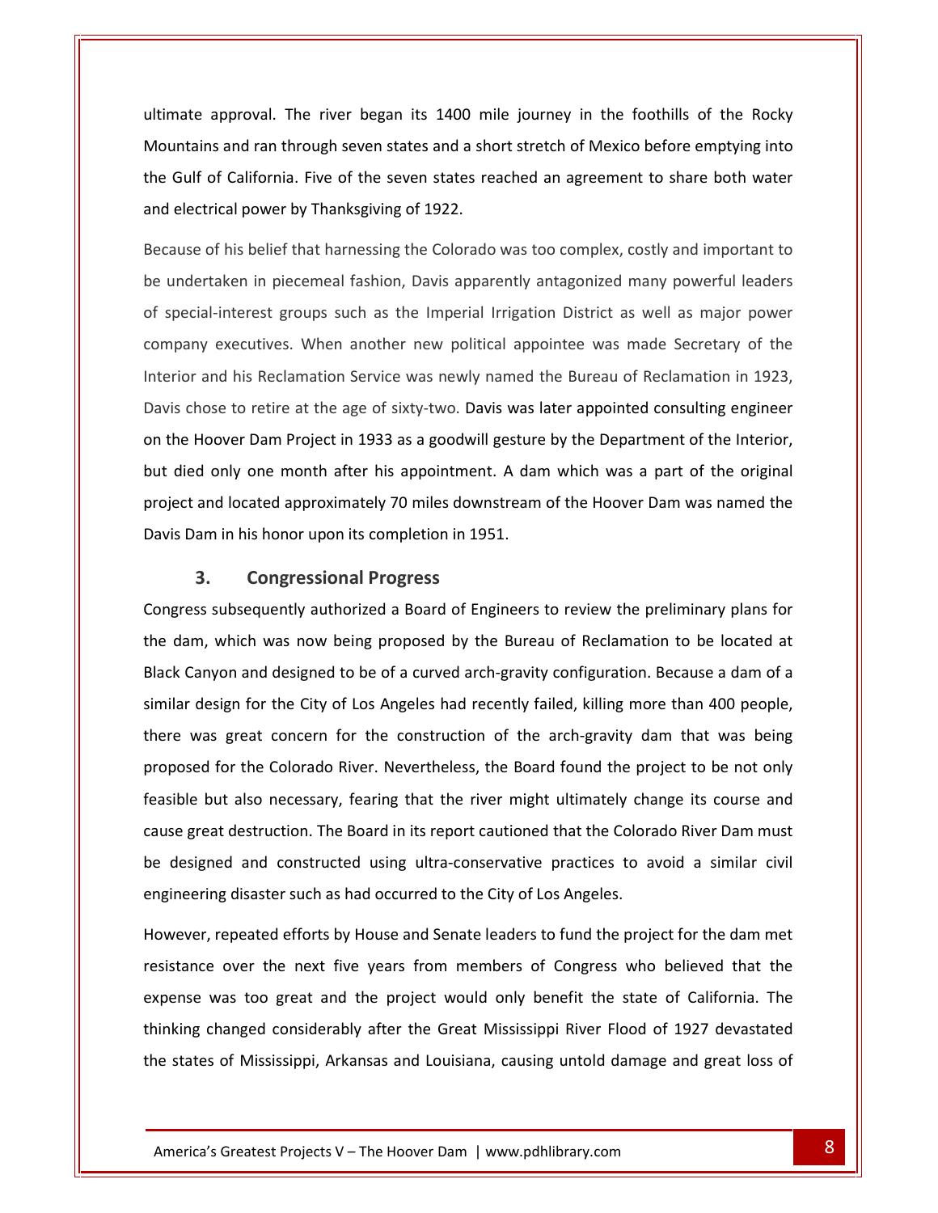ultimate approval. The river began its 1400 mile journey in the foothills of the Rocky Mountains and ran through seven states and a short stretch of Mexico before emptying into the Gulf of California. Five of the seven states reached an agreement to share both water and electrical power by Thanksgiving of 1922.

Because of his belief that harnessing the Colorado was too complex, costly and important to be undertaken in piecemeal fashion, Davis apparently antagonized many powerful leaders of special-interest groups such as the Imperial Irrigation District as well as major power company executives. When another new political appointee was made Secretary of the Interior and his Reclamation Service was newly named the Bureau of Reclamation in 1923, Davis chose to retire at the age of sixty-two. Davis was later appointed consulting engineer on the Hoover Dam Project in 1933 as a goodwill gesture by the Department of the Interior, but died only one month after his appointment. A dam which was a part of the original project and located approximately 70 miles downstream of the Hoover Dam was named the Davis Dam in his honor upon its completion in 1951.

## 3. Congressional Progress

Congress subsequently authorized a Board of Engineers to review the preliminary plans for the dam, which was now being proposed by the Bureau of Reclamation to be located at Black Canyon and designed to be of a curved arch-gravity configuration. Because a dam of a similar design for the City of Los Angeles had recently failed, killing more than 400 people, there was great concern for the construction of the arch-gravity dam that was being proposed for the Colorado River. Nevertheless, the Board found the project to be not only feasible but also necessary, fearing that the river might ultimately change its course and cause great destruction. The Board in its report cautioned that the Colorado River Dam must be designed and constructed using ultra-conservative practices to avoid a similar civil engineering disaster such as had occurred to the City of Los Angeles.

However, repeated efforts by House and Senate leaders to fund the project for the dam met resistance over the next five years from members of Congress who believed that the expense was too great and the project would only benefit the state of California. The thinking changed considerably after the Great Mississippi River Flood of 1927 devastated the states of Mississippi, Arkansas and Louisiana, causing untold damage and great loss of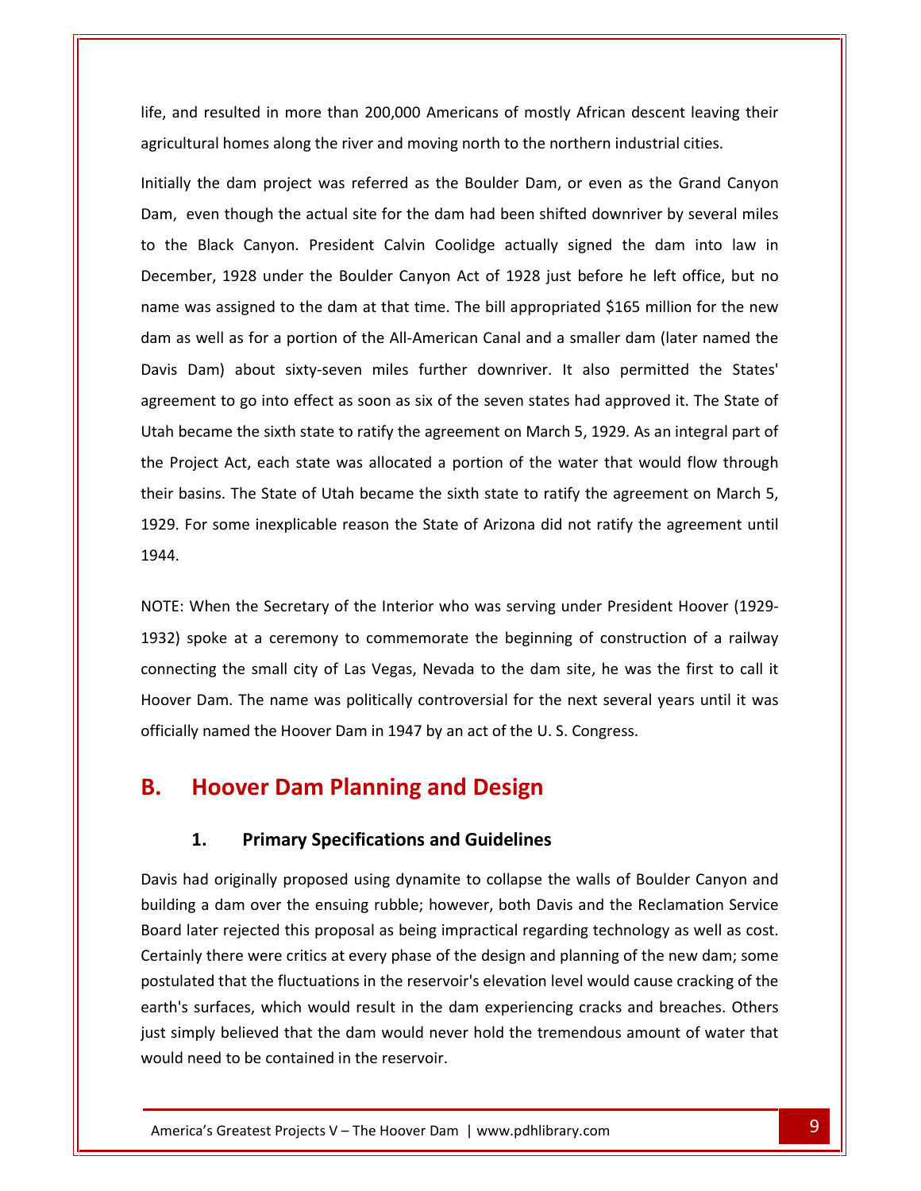life, and resulted in more than 200,000 Americans of mostly African descent leaving their agricultural homes along the river and moving north to the northern industrial cities.

Initially the dam project was referred as the Boulder Dam, or even as the Grand Canyon Dam, even though the actual site for the dam had been shifted downriver by several miles to the Black Canyon. President Calvin Coolidge actually signed the dam into law in December, 1928 under the Boulder Canyon Act of 1928 just before he left office, but no name was assigned to the dam at that time. The bill appropriated $165 million for the new dam as well as for a portion of the All-American Canal and a smaller dam (later named the Davis Dam) about sixty-seven miles further downriver. It also permitted the States' agreement to go into effect as soon as six of the seven states had approved it. The State of Utah became the sixth state to ratify the agreement on March 5, 1929. As an integral part of the Project Act, each state was allocated a portion of the water that would flow through their basins. The State of Utah became the sixth state to ratify the agreement on March 5, 1929. For some inexplicable reason the State of Arizona did not ratify the agreement until 1944.

NOTE: When the Secretary of the Interior who was serving under President Hoover (1929-1932) spoke at a ceremony to commemorate the beginning of construction of a railway connecting the small city of Las Vegas, Nevada to the dam site, he was the first to call it Hoover Dam. The name was politically controversial for the next several years until it was officially named the Hoover Dam in 1947 by an act of the U. S. Congress.

## B. Hoover Dam Planning and Design

### 1. Primary Specifications and Guidelines

Davis had originally proposed using dynamite to collapse the walls of Boulder Canyon and building a dam over the ensuing rubble; however, both Davis and the Reclamation Service Board later rejected this proposal as being impractical regarding technology as well as cost. Certainly there were critics at every phase of the design and planning of the new dam; some postulated that the fluctuations in the reservoir's elevation level would cause cracking of the earth's surfaces, which would result in the dam experiencing cracks and breaches. Others just simply believed that the dam would never hold the tremendous amount of water that would need to be contained in the reservoir.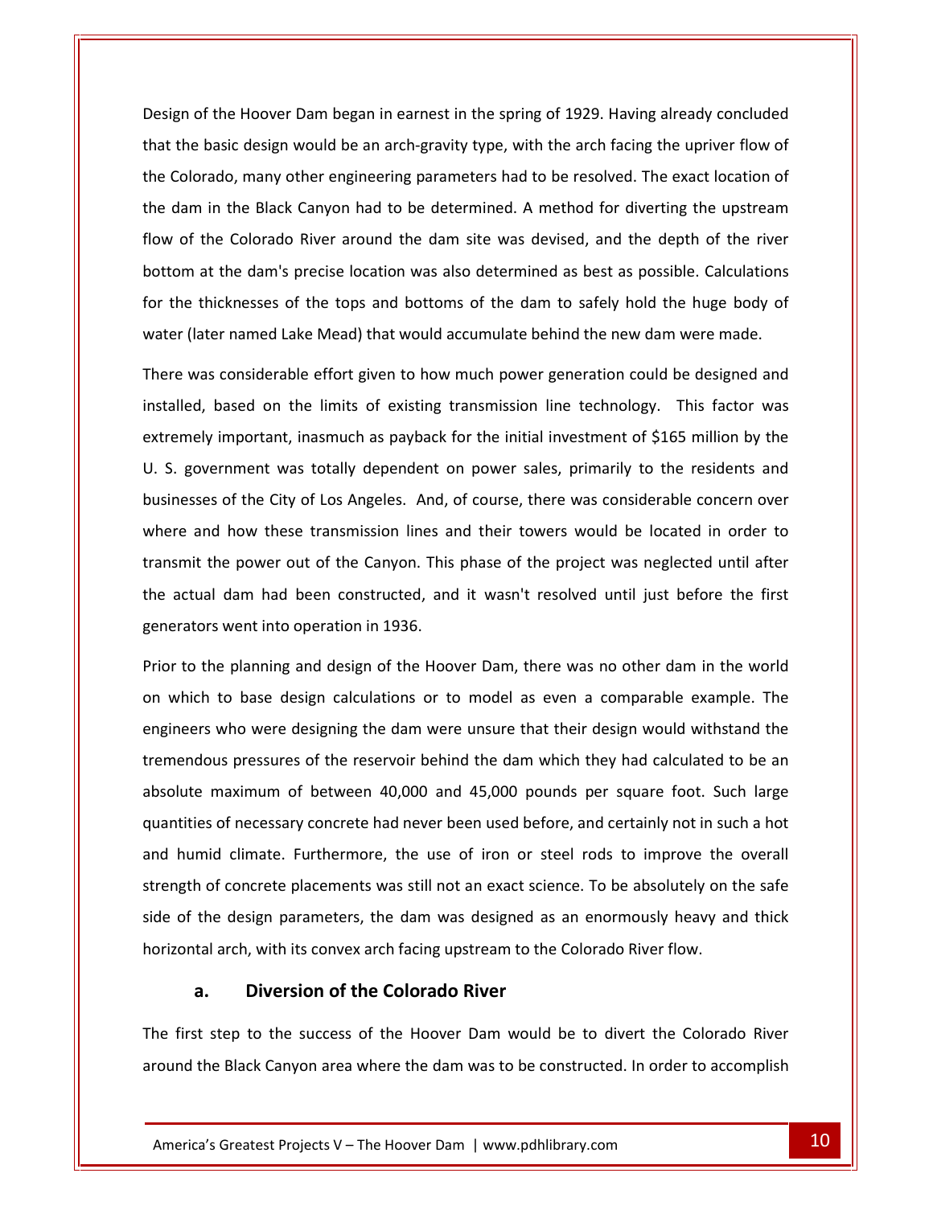Design of the Hoover Dam began in earnest in the spring of 1929. Having already concluded that the basic design would be an arch-gravity type, with the arch facing the upriver flow of the Colorado, many other engineering parameters had to be resolved. The exact location of the dam in the Black Canyon had to be determined. A method for diverting the upstream flow of the Colorado River around the dam site was devised, and the depth of the river bottom at the dam's precise location was also determined as best as possible. Calculations for the thicknesses of the tops and bottoms of the dam to safely hold the huge body of water (later named Lake Mead) that would accumulate behind the new dam were made.

There was considerable effort given to how much power generation could be designed and installed, based on the limits of existing transmission line technology. This factor was extremely important, inasmuch as payback for the initial investment of $165 million by the U. S. government was totally dependent on power sales, primarily to the residents and businesses of the City of Los Angeles. And, of course, there was considerable concern over where and how these transmission lines and their towers would be located in order to transmit the power out of the Canyon. This phase of the project was neglected until after the actual dam had been constructed, and it wasn't resolved until just before the first generators went into operation in 1936.

Prior to the planning and design of the Hoover Dam, there was no other dam in the world on which to base design calculations or to model as even a comparable example. The engineers who were designing the dam were unsure that their design would withstand the tremendous pressures of the reservoir behind the dam which they had calculated to be an absolute maximum of between 40,000 and 45,000 pounds per square foot. Such large quantities of necessary concrete had never been used before, and certainly not in such a hot and humid climate. Furthermore, the use of iron or steel rods to improve the overall strength of concrete placements was still not an exact science. To be absolutely on the safe side of the design parameters, the dam was designed as an enormously heavy and thick horizontal arch, with its convex arch facing upstream to the Colorado River flow.

### a. Diversion of the Colorado River

The first step to the success of the Hoover Dam would be to divert the Colorado River around the Black Canyon area where the dam was to be constructed. In order to accomplish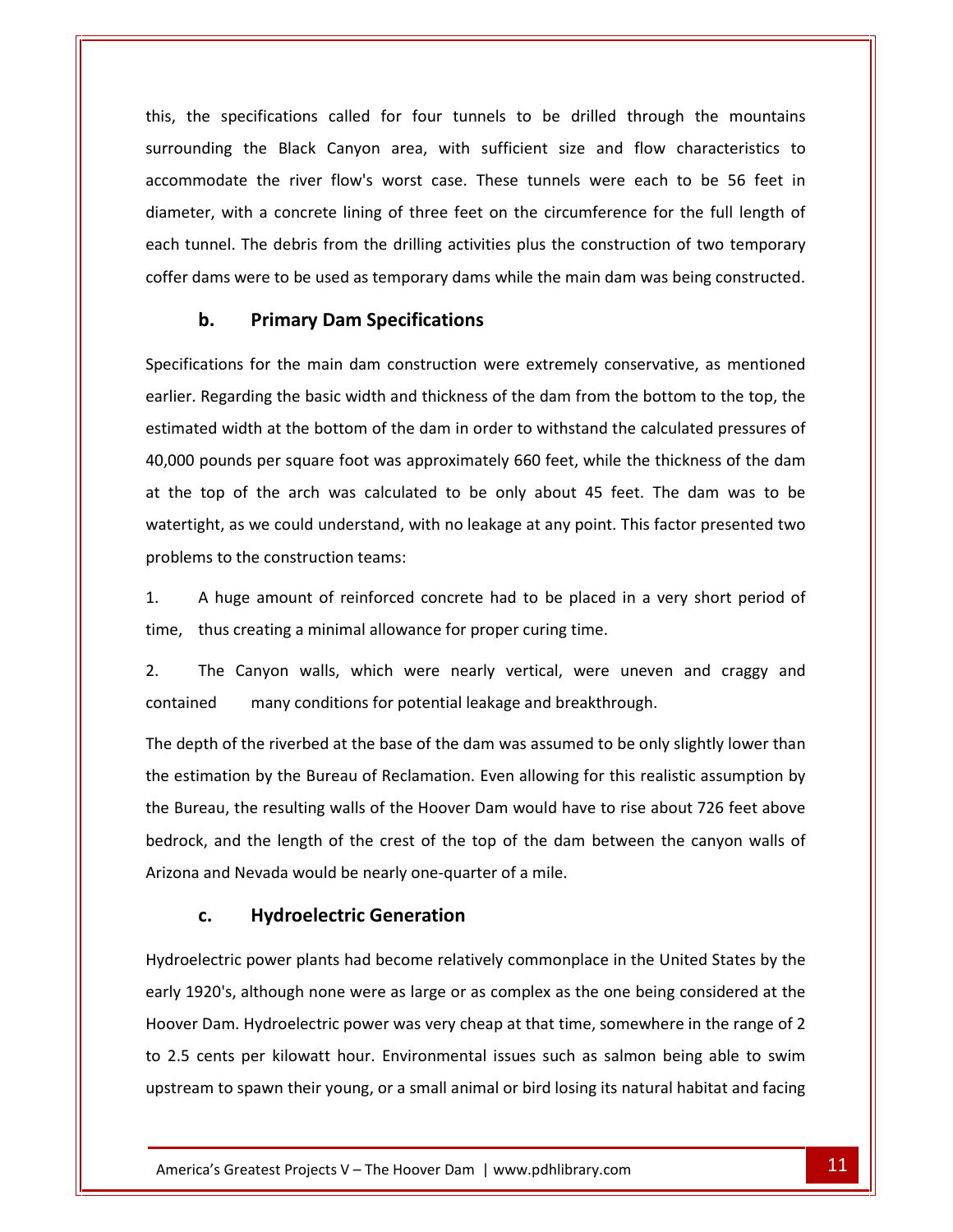this, the specifications called for four tunnels to be drilled through the mountains surrounding the Black Canyon area, with sufficient size and flow characteristics to accommodate the river flow's worst case. These tunnels were each to be 56 feet in diameter, with a concrete lining of three feet on the circumference for the full length of each tunnel. The debris from the drilling activities plus the construction of two temporary coffer dams were to be used as temporary dams while the main dam was being constructed.

### b. Primary Dam Specifications

Specifications for the main dam construction were extremely conservative, as mentioned earlier. Regarding the basic width and thickness of the dam from the bottom to the top, the estimated width at the bottom of the dam in order to withstand the calculated pressures of 40,000 pounds per square foot was approximately 660 feet, while the thickness of the dam at the top of the arch was calculated to be only about 45 feet. The dam was to be watertight, as we could understand, with no leakage at any point. This factor presented two problems to the construction teams:

1. A huge amount of reinforced concrete had to be placed in a very short period of time, thus creating a minimal allowance for proper curing time.

2. The Canyon walls, which were nearly vertical, were uneven and craggy and contained many conditions for potential leakage and breakthrough.

The depth of the riverbed at the base of the dam was assumed to be only slightly lower than the estimation by the Bureau of Reclamation. Even allowing for this realistic assumption by the Bureau, the resulting walls of the Hoover Dam would have to rise about 726 feet above bedrock, and the length of the crest of the top of the dam between the canyon walls of Arizona and Nevada would be nearly one-quarter of a mile.

### c. Hydroelectric Generation

Hydroelectric power plants had become relatively commonplace in the United States by the early 1920's, although none were as large or as complex as the one being considered at the Hoover Dam. Hydroelectric power was very cheap at that time, somewhere in the range of 2 to 2.5 cents per kilowatt hour. Environmental issues such as salmon being able to swim upstream to spawn their young, or a small animal or bird losing its natural habitat and facing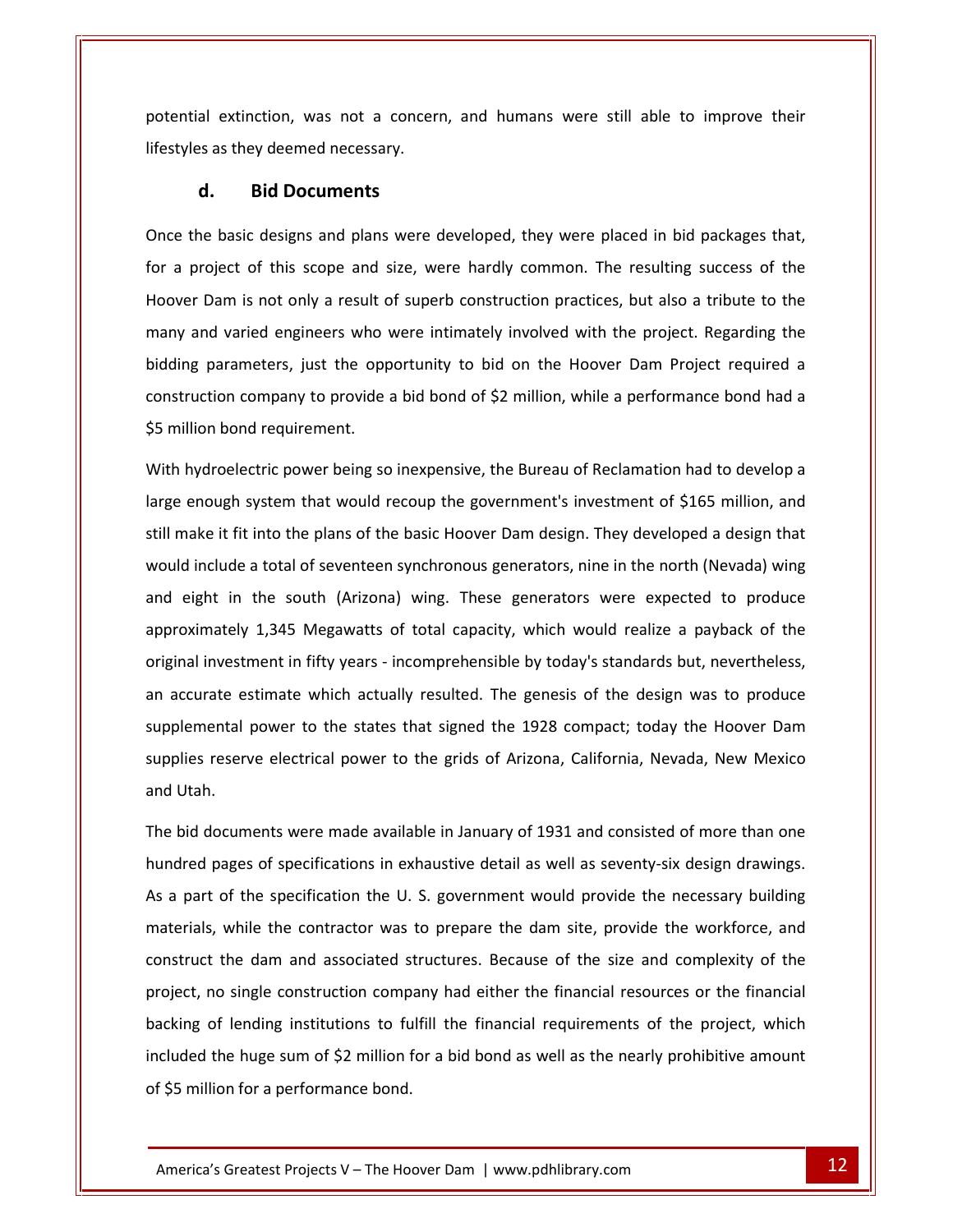potential extinction, was not a concern, and humans were still able to improve their lifestyles as they deemed necessary.

### d. Bid Documents

Once the basic designs and plans were developed, they were placed in bid packages that, for a project of this scope and size, were hardly common. The resulting success of the Hoover Dam is not only a result of superb construction practices, but also a tribute to the many and varied engineers who were intimately involved with the project. Regarding the bidding parameters, just the opportunity to bid on the Hoover Dam Project required a construction company to provide a bid bond of $2 million, while a performance bond had a $5 million bond requirement.

With hydroelectric power being so inexpensive, the Bureau of Reclamation had to develop a large enough system that would recoup the government's investment of $165 million, and still make it fit into the plans of the basic Hoover Dam design. They developed a design that would include a total of seventeen synchronous generators, nine in the north (Nevada) wing and eight in the south (Arizona) wing. These generators were expected to produce approximately 1,345 Megawatts of total capacity, which would realize a payback of the original investment in fifty years - incomprehensible by today's standards but, nevertheless, an accurate estimate which actually resulted. The genesis of the design was to produce supplemental power to the states that signed the 1928 compact; today the Hoover Dam supplies reserve electrical power to the grids of Arizona, California, Nevada, New Mexico and Utah.

The bid documents were made available in January of 1931 and consisted of more than one hundred pages of specifications in exhaustive detail as well as seventy-six design drawings. As a part of the specification the U. S. government would provide the necessary building materials, while the contractor was to prepare the dam site, provide the workforce, and construct the dam and associated structures. Because of the size and complexity of the project, no single construction company had either the financial resources or the financial backing of lending institutions to fulfill the financial requirements of the project, which included the huge sum of $2 million for a bid bond as well as the nearly prohibitive amount of $5 million for a performance bond.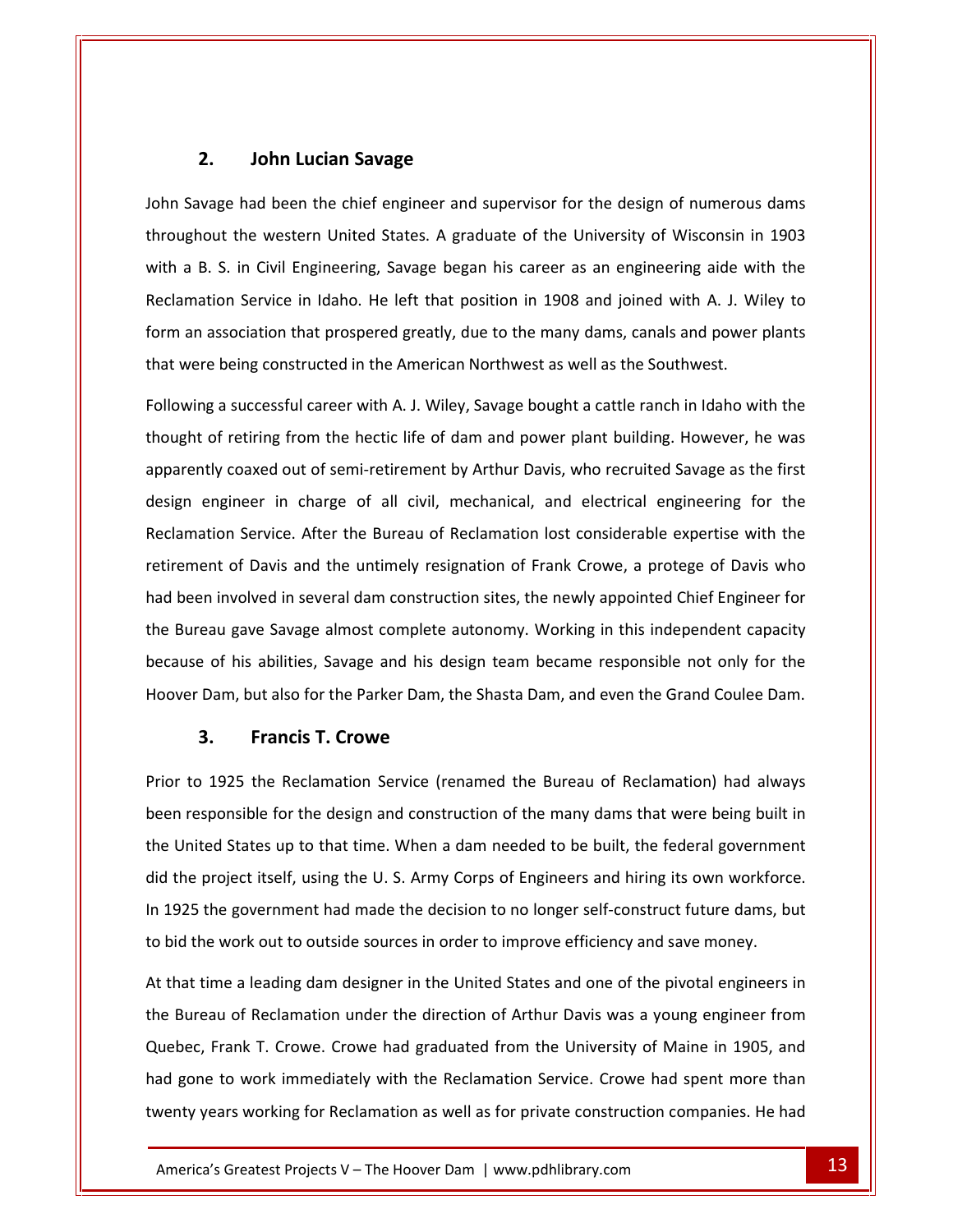## 2. John Lucian Savage

John Savage had been the chief engineer and supervisor for the design of numerous dams throughout the western United States. A graduate of the University of Wisconsin in 1903 with a B. S. in Civil Engineering, Savage began his career as an engineering aide with the Reclamation Service in Idaho. He left that position in 1908 and joined with A. J. Wiley to form an association that prospered greatly, due to the many dams, canals and power plants that were being constructed in the American Northwest as well as the Southwest.

Following a successful career with A. J. Wiley, Savage bought a cattle ranch in Idaho with the thought of retiring from the hectic life of dam and power plant building. However, he was apparently coaxed out of semi-retirement by Arthur Davis, who recruited Savage as the first design engineer in charge of all civil, mechanical, and electrical engineering for the Reclamation Service. After the Bureau of Reclamation lost considerable expertise with the retirement of Davis and the untimely resignation of Frank Crowe, a protege of Davis who had been involved in several dam construction sites, the newly appointed Chief Engineer for the Bureau gave Savage almost complete autonomy. Working in this independent capacity because of his abilities, Savage and his design team became responsible not only for the Hoover Dam, but also for the Parker Dam, the Shasta Dam, and even the Grand Coulee Dam.

## 3. Francis T. Crowe

Prior to 1925 the Reclamation Service (renamed the Bureau of Reclamation) had always been responsible for the design and construction of the many dams that were being built in the United States up to that time. When a dam needed to be built, the federal government did the project itself, using the U. S. Army Corps of Engineers and hiring its own workforce. In 1925 the government had made the decision to no longer self-construct future dams, but to bid the work out to outside sources in order to improve efficiency and save money.

At that time a leading dam designer in the United States and one of the pivotal engineers in the Bureau of Reclamation under the direction of Arthur Davis was a young engineer from Quebec, Frank T. Crowe. Crowe had graduated from the University of Maine in 1905, and had gone to work immediately with the Reclamation Service. Crowe had spent more than twenty years working for Reclamation as well as for private construction companies. He had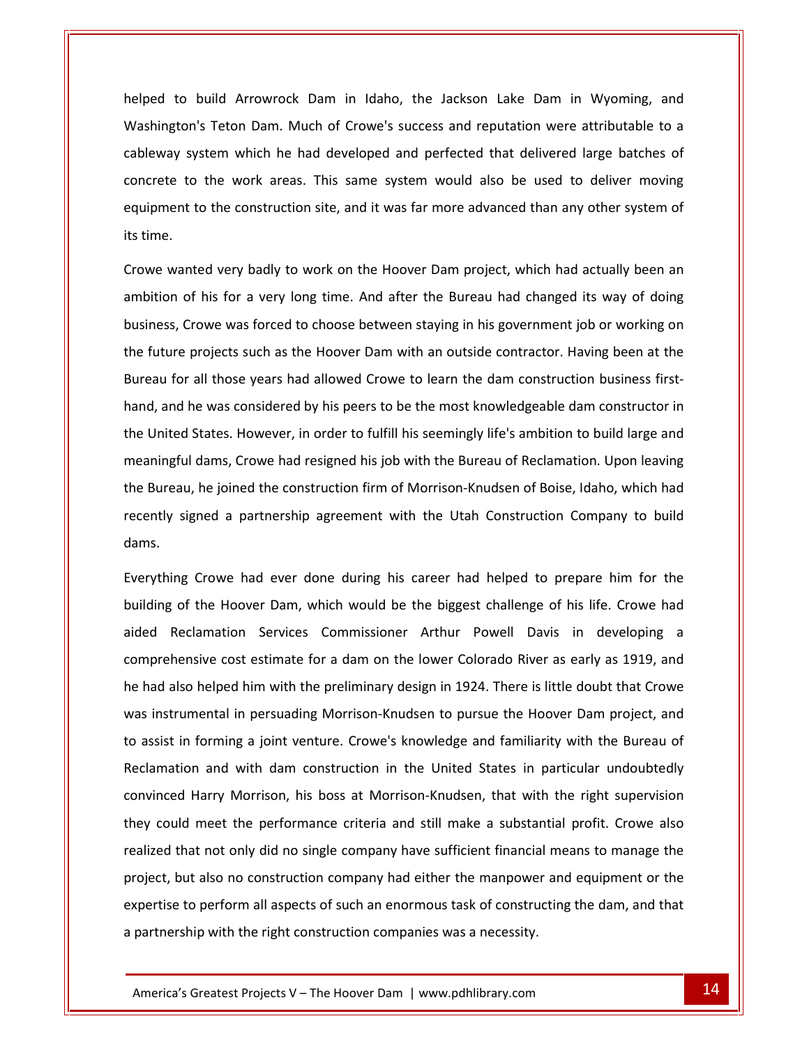helped to build Arrowrock Dam in Idaho, the Jackson Lake Dam in Wyoming, and Washington's Teton Dam. Much of Crowe's success and reputation were attributable to a cableway system which he had developed and perfected that delivered large batches of concrete to the work areas. This same system would also be used to deliver moving equipment to the construction site, and it was far more advanced than any other system of its time.

Crowe wanted very badly to work on the Hoover Dam project, which had actually been an ambition of his for a very long time. And after the Bureau had changed its way of doing business, Crowe was forced to choose between staying in his government job or working on the future projects such as the Hoover Dam with an outside contractor. Having been at the Bureau for all those years had allowed Crowe to learn the dam construction business first-hand, and he was considered by his peers to be the most knowledgeable dam constructor in the United States. However, in order to fulfill his seemingly life's ambition to build large and meaningful dams, Crowe had resigned his job with the Bureau of Reclamation. Upon leaving the Bureau, he joined the construction firm of Morrison-Knudsen of Boise, Idaho, which had recently signed a partnership agreement with the Utah Construction Company to build dams.

Everything Crowe had ever done during his career had helped to prepare him for the building of the Hoover Dam, which would be the biggest challenge of his life. Crowe had aided Reclamation Services Commissioner Arthur Powell Davis in developing a comprehensive cost estimate for a dam on the lower Colorado River as early as 1919, and he had also helped him with the preliminary design in 1924. There is little doubt that Crowe was instrumental in persuading Morrison-Knudsen to pursue the Hoover Dam project, and to assist in forming a joint venture. Crowe's knowledge and familiarity with the Bureau of Reclamation and with dam construction in the United States in particular undoubtedly convinced Harry Morrison, his boss at Morrison-Knudsen, that with the right supervision they could meet the performance criteria and still make a substantial profit. Crowe also realized that not only did no single company have sufficient financial means to manage the project, but also no construction company had either the manpower and equipment or the expertise to perform all aspects of such an enormous task of constructing the dam, and that a partnership with the right construction companies was a necessity.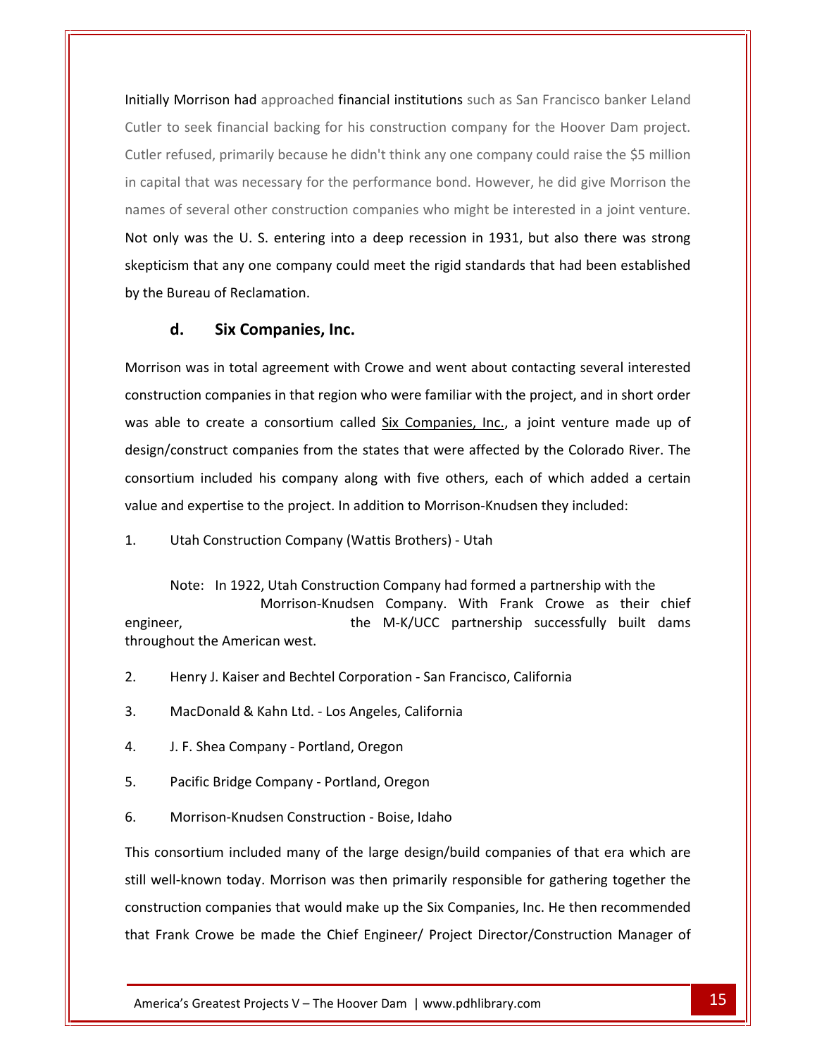Initially Morrison had approached financial institutions such as San Francisco banker Leland Cutler to seek financial backing for his construction company for the Hoover Dam project. Cutler refused, primarily because he didn't think any one company could raise the $5 million in capital that was necessary for the performance bond. However, he did give Morrison the names of several other construction companies who might be interested in a joint venture. Not only was the U. S. entering into a deep recession in 1931, but also there was strong skepticism that any one company could meet the rigid standards that had been established by the Bureau of Reclamation.

### d. Six Companies, Inc.

Morrison was in total agreement with Crowe and went about contacting several interested construction companies in that region who were familiar with the project, and in short order was able to create a consortium called Six Companies, Inc., a joint venture made up of design/construct companies from the states that were affected by the Colorado River. The consortium included his company along with five others, each of which added a certain value and expertise to the project. In addition to Morrison-Knudsen they included:

1. Utah Construction Company (Wattis Brothers) - Utah

   Note: In 1922, Utah Construction Company had formed a partnership with the Morrison-Knudsen Company. With Frank Crowe as their chief engineer, the M-K/UCC partnership successfully built dams throughout the American west.

2. Henry J. Kaiser and Bechtel Corporation - San Francisco, California
3. MacDonald & Kahn Ltd. - Los Angeles, California
4. J. F. Shea Company - Portland, Oregon
5. Pacific Bridge Company - Portland, Oregon
6. Morrison-Knudsen Construction - Boise, Idaho

This consortium included many of the large design/build companies of that era which are still well-known today. Morrison was then primarily responsible for gathering together the construction companies that would make up the Six Companies, Inc. He then recommended that Frank Crowe be made the Chief Engineer/ Project Director/Construction Manager of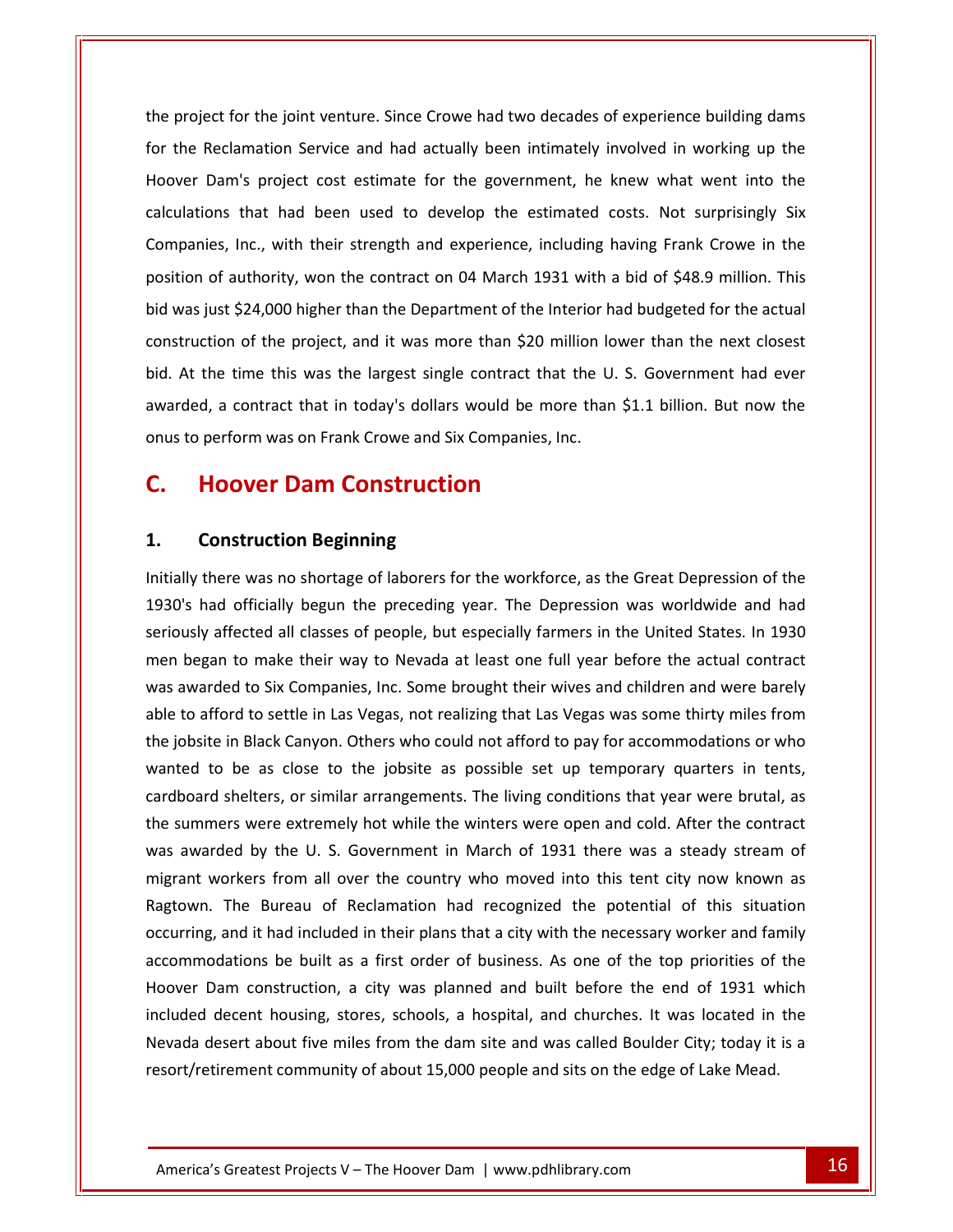the project for the joint venture. Since Crowe had two decades of experience building dams for the Reclamation Service and had actually been intimately involved in working up the Hoover Dam's project cost estimate for the government, he knew what went into the calculations that had been used to develop the estimated costs. Not surprisingly Six Companies, Inc., with their strength and experience, including having Frank Crowe in the position of authority, won the contract on 04 March 1931 with a bid of $48.9 million. This bid was just $24,000 higher than the Department of the Interior had budgeted for the actual construction of the project, and it was more than $20 million lower than the next closest bid. At the time this was the largest single contract that the U. S. Government had ever awarded, a contract that in today's dollars would be more than $1.1 billion. But now the onus to perform was on Frank Crowe and Six Companies, Inc.

## C. Hoover Dam Construction

### 1. Construction Beginning

Initially there was no shortage of laborers for the workforce, as the Great Depression of the 1930's had officially begun the preceding year. The Depression was worldwide and had seriously affected all classes of people, but especially farmers in the United States. In 1930 men began to make their way to Nevada at least one full year before the actual contract was awarded to Six Companies, Inc. Some brought their wives and children and were barely able to afford to settle in Las Vegas, not realizing that Las Vegas was some thirty miles from the jobsite in Black Canyon. Others who could not afford to pay for accommodations or who wanted to be as close to the jobsite as possible set up temporary quarters in tents, cardboard shelters, or similar arrangements. The living conditions that year were brutal, as the summers were extremely hot while the winters were open and cold. After the contract was awarded by the U. S. Government in March of 1931 there was a steady stream of migrant workers from all over the country who moved into this tent city now known as Ragtown. The Bureau of Reclamation had recognized the potential of this situation occurring, and it had included in their plans that a city with the necessary worker and family accommodations be built as a first order of business. As one of the top priorities of the Hoover Dam construction, a city was planned and built before the end of 1931 which included decent housing, stores, schools, a hospital, and churches. It was located in the Nevada desert about five miles from the dam site and was called Boulder City; today it is a resort/retirement community of about 15,000 people and sits on the edge of Lake Mead.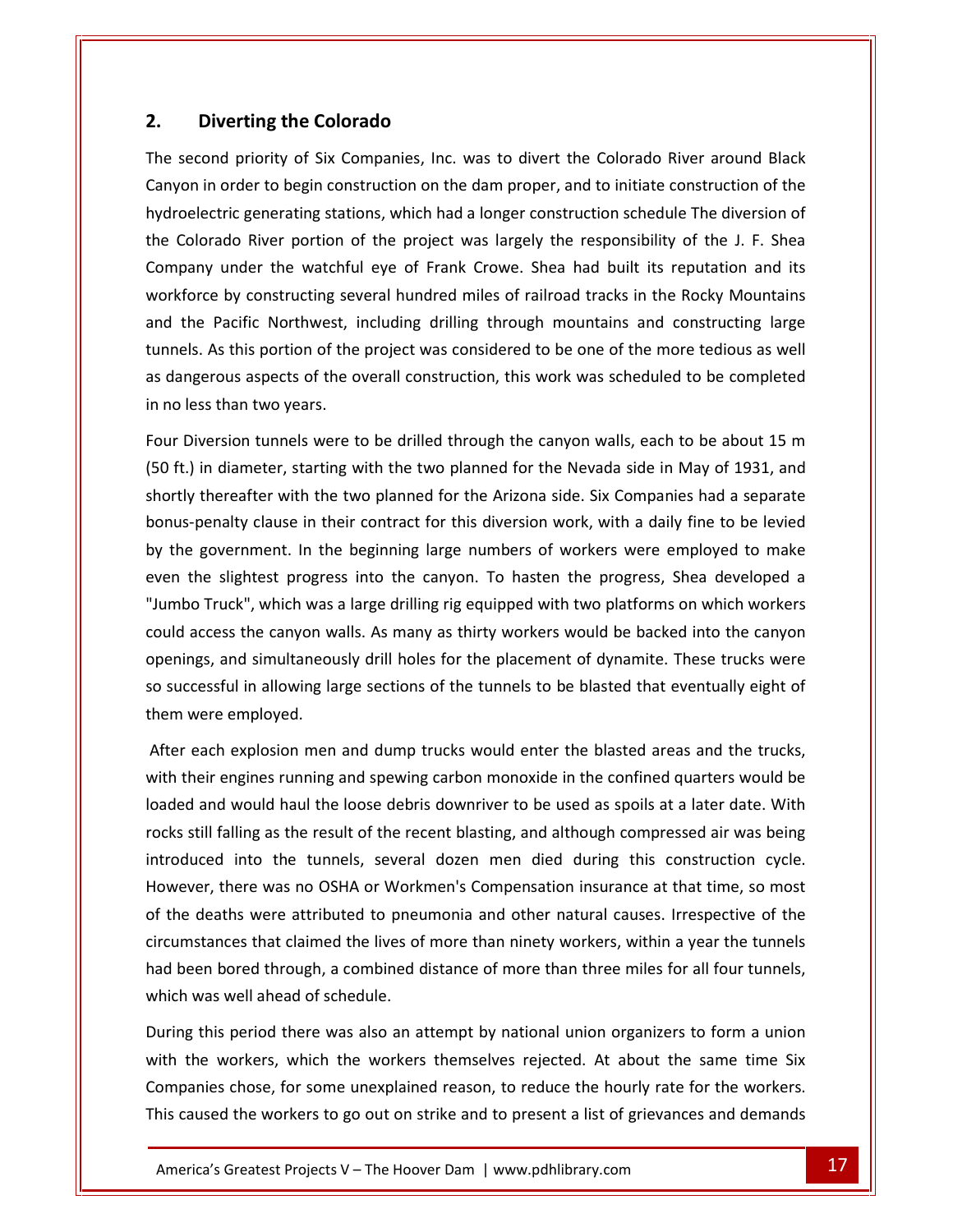## 2. Diverting the Colorado

The second priority of Six Companies, Inc. was to divert the Colorado River around Black Canyon in order to begin construction on the dam proper, and to initiate construction of the hydroelectric generating stations, which had a longer construction schedule The diversion of the Colorado River portion of the project was largely the responsibility of the J. F. Shea Company under the watchful eye of Frank Crowe. Shea had built its reputation and its workforce by constructing several hundred miles of railroad tracks in the Rocky Mountains and the Pacific Northwest, including drilling through mountains and constructing large tunnels. As this portion of the project was considered to be one of the more tedious as well as dangerous aspects of the overall construction, this work was scheduled to be completed in no less than two years.

Four Diversion tunnels were to be drilled through the canyon walls, each to be about 15 m (50 ft.) in diameter, starting with the two planned for the Nevada side in May of 1931, and shortly thereafter with the two planned for the Arizona side. Six Companies had a separate bonus-penalty clause in their contract for this diversion work, with a daily fine to be levied by the government. In the beginning large numbers of workers were employed to make even the slightest progress into the canyon. To hasten the progress, Shea developed a "Jumbo Truck", which was a large drilling rig equipped with two platforms on which workers could access the canyon walls. As many as thirty workers would be backed into the canyon openings, and simultaneously drill holes for the placement of dynamite. These trucks were so successful in allowing large sections of the tunnels to be blasted that eventually eight of them were employed.

After each explosion men and dump trucks would enter the blasted areas and the trucks, with their engines running and spewing carbon monoxide in the confined quarters would be loaded and would haul the loose debris downriver to be used as spoils at a later date. With rocks still falling as the result of the recent blasting, and although compressed air was being introduced into the tunnels, several dozen men died during this construction cycle. However, there was no OSHA or Workmen's Compensation insurance at that time, so most of the deaths were attributed to pneumonia and other natural causes. Irrespective of the circumstances that claimed the lives of more than ninety workers, within a year the tunnels had been bored through, a combined distance of more than three miles for all four tunnels, which was well ahead of schedule.

During this period there was also an attempt by national union organizers to form a union with the workers, which the workers themselves rejected. At about the same time Six Companies chose, for some unexplained reason, to reduce the hourly rate for the workers. This caused the workers to go out on strike and to present a list of grievances and demands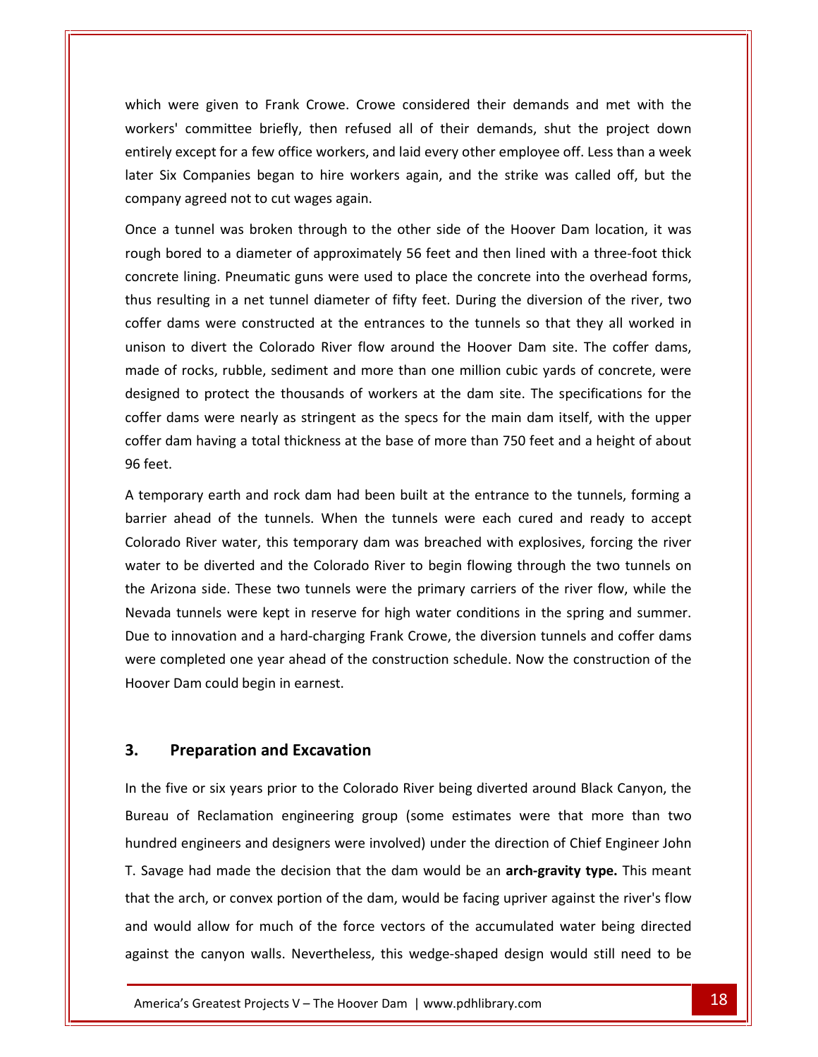which were given to Frank Crowe. Crowe considered their demands and met with the workers' committee briefly, then refused all of their demands, shut the project down entirely except for a few office workers, and laid every other employee off. Less than a week later Six Companies began to hire workers again, and the strike was called off, but the company agreed not to cut wages again.

Once a tunnel was broken through to the other side of the Hoover Dam location, it was rough bored to a diameter of approximately 56 feet and then lined with a three-foot thick concrete lining. Pneumatic guns were used to place the concrete into the overhead forms, thus resulting in a net tunnel diameter of fifty feet. During the diversion of the river, two coffer dams were constructed at the entrances to the tunnels so that they all worked in unison to divert the Colorado River flow around the Hoover Dam site. The coffer dams, made of rocks, rubble, sediment and more than one million cubic yards of concrete, were designed to protect the thousands of workers at the dam site. The specifications for the coffer dams were nearly as stringent as the specs for the main dam itself, with the upper coffer dam having a total thickness at the base of more than 750 feet and a height of about 96 feet.

A temporary earth and rock dam had been built at the entrance to the tunnels, forming a barrier ahead of the tunnels. When the tunnels were each cured and ready to accept Colorado River water, this temporary dam was breached with explosives, forcing the river water to be diverted and the Colorado River to begin flowing through the two tunnels on the Arizona side. These two tunnels were the primary carriers of the river flow, while the Nevada tunnels were kept in reserve for high water conditions in the spring and summer. Due to innovation and a hard-charging Frank Crowe, the diversion tunnels and coffer dams were completed one year ahead of the construction schedule. Now the construction of the Hoover Dam could begin in earnest.

## 3. Preparation and Excavation

In the five or six years prior to the Colorado River being diverted around Black Canyon, the Bureau of Reclamation engineering group (some estimates were that more than two hundred engineers and designers were involved) under the direction of Chief Engineer John T. Savage had made the decision that the dam would be an **arch-gravity type.** This meant that the arch, or convex portion of the dam, would be facing upriver against the river's flow and would allow for much of the force vectors of the accumulated water being directed against the canyon walls. Nevertheless, this wedge-shaped design would still need to be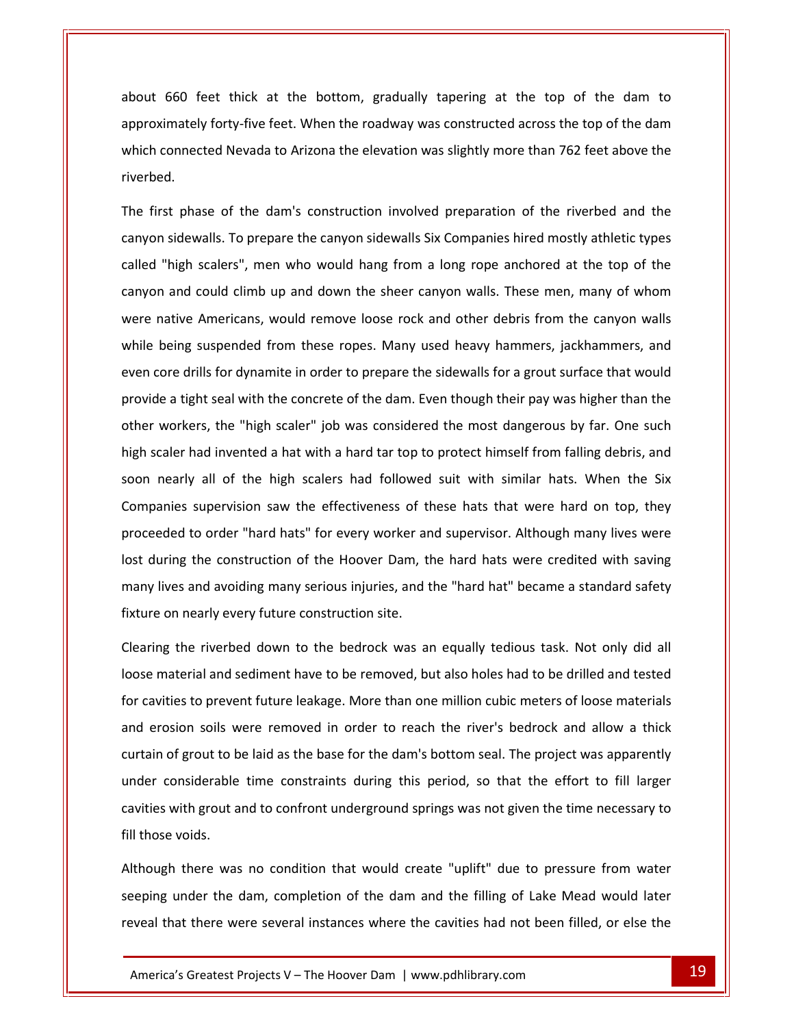about 660 feet thick at the bottom, gradually tapering at the top of the dam to approximately forty-five feet. When the roadway was constructed across the top of the dam which connected Nevada to Arizona the elevation was slightly more than 762 feet above the riverbed.

The first phase of the dam's construction involved preparation of the riverbed and the canyon sidewalls. To prepare the canyon sidewalls Six Companies hired mostly athletic types called "high scalers", men who would hang from a long rope anchored at the top of the canyon and could climb up and down the sheer canyon walls. These men, many of whom were native Americans, would remove loose rock and other debris from the canyon walls while being suspended from these ropes. Many used heavy hammers, jackhammers, and even core drills for dynamite in order to prepare the sidewalls for a grout surface that would provide a tight seal with the concrete of the dam. Even though their pay was higher than the other workers, the "high scaler" job was considered the most dangerous by far. One such high scaler had invented a hat with a hard tar top to protect himself from falling debris, and soon nearly all of the high scalers had followed suit with similar hats. When the Six Companies supervision saw the effectiveness of these hats that were hard on top, they proceeded to order "hard hats" for every worker and supervisor. Although many lives were lost during the construction of the Hoover Dam, the hard hats were credited with saving many lives and avoiding many serious injuries, and the "hard hat" became a standard safety fixture on nearly every future construction site.

Clearing the riverbed down to the bedrock was an equally tedious task. Not only did all loose material and sediment have to be removed, but also holes had to be drilled and tested for cavities to prevent future leakage. More than one million cubic meters of loose materials and erosion soils were removed in order to reach the river's bedrock and allow a thick curtain of grout to be laid as the base for the dam's bottom seal. The project was apparently under considerable time constraints during this period, so that the effort to fill larger cavities with grout and to confront underground springs was not given the time necessary to fill those voids.

Although there was no condition that would create "uplift" due to pressure from water seeping under the dam, completion of the dam and the filling of Lake Mead would later reveal that there were several instances where the cavities had not been filled, or else the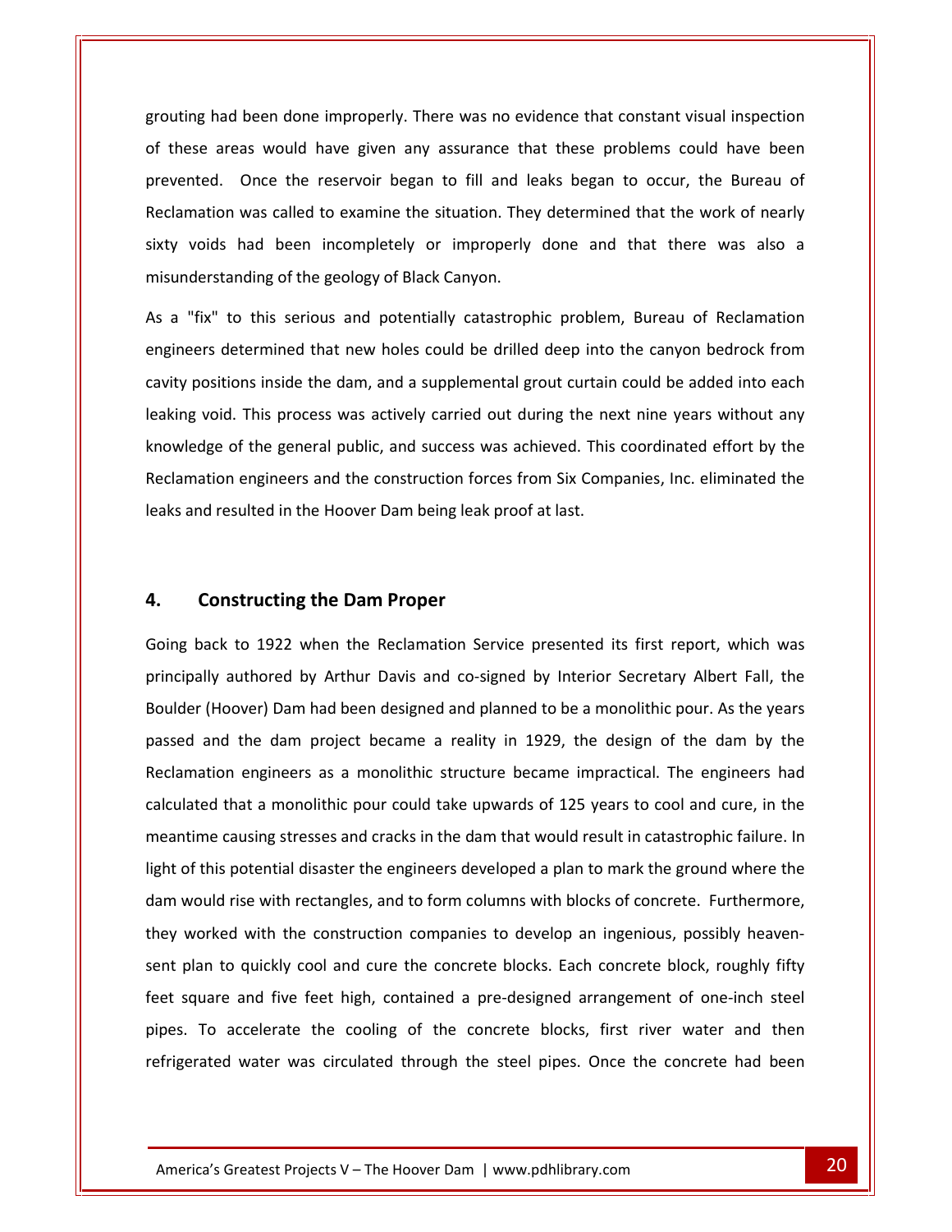grouting had been done improperly. There was no evidence that constant visual inspection of these areas would have given any assurance that these problems could have been prevented. Once the reservoir began to fill and leaks began to occur, the Bureau of Reclamation was called to examine the situation. They determined that the work of nearly sixty voids had been incompletely or improperly done and that there was also a misunderstanding of the geology of Black Canyon.

As a "fix" to this serious and potentially catastrophic problem, Bureau of Reclamation engineers determined that new holes could be drilled deep into the canyon bedrock from cavity positions inside the dam, and a supplemental grout curtain could be added into each leaking void. This process was actively carried out during the next nine years without any knowledge of the general public, and success was achieved. This coordinated effort by the Reclamation engineers and the construction forces from Six Companies, Inc. eliminated the leaks and resulted in the Hoover Dam being leak proof at last.

## 4. Constructing the Dam Proper

Going back to 1922 when the Reclamation Service presented its first report, which was principally authored by Arthur Davis and co-signed by Interior Secretary Albert Fall, the Boulder (Hoover) Dam had been designed and planned to be a monolithic pour. As the years passed and the dam project became a reality in 1929, the design of the dam by the Reclamation engineers as a monolithic structure became impractical. The engineers had calculated that a monolithic pour could take upwards of 125 years to cool and cure, in the meantime causing stresses and cracks in the dam that would result in catastrophic failure. In light of this potential disaster the engineers developed a plan to mark the ground where the dam would rise with rectangles, and to form columns with blocks of concrete. Furthermore, they worked with the construction companies to develop an ingenious, possibly heaven-sent plan to quickly cool and cure the concrete blocks. Each concrete block, roughly fifty feet square and five feet high, contained a pre-designed arrangement of one-inch steel pipes. To accelerate the cooling of the concrete blocks, first river water and then refrigerated water was circulated through the steel pipes. Once the concrete had been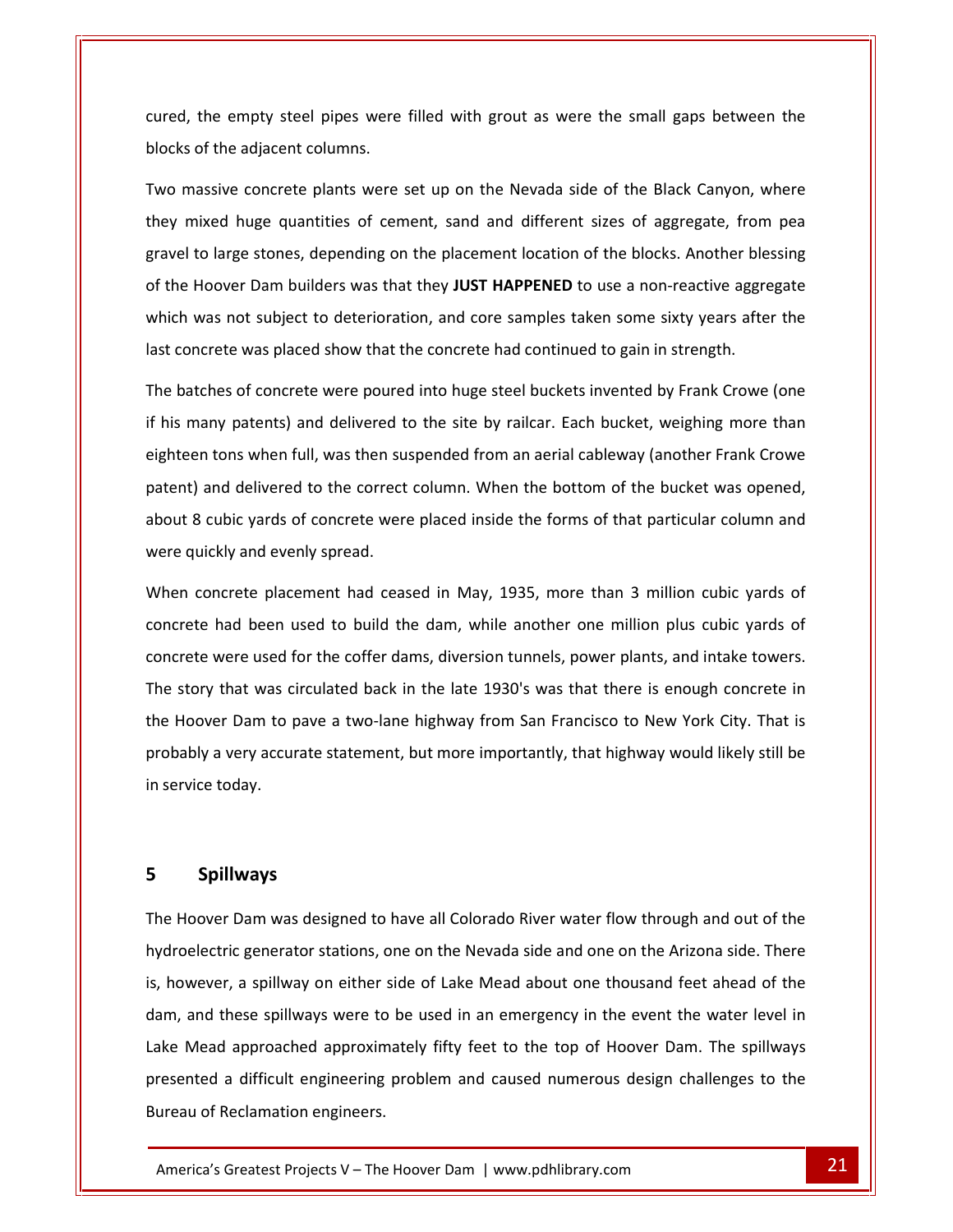cured, the empty steel pipes were filled with grout as were the small gaps between the blocks of the adjacent columns.

Two massive concrete plants were set up on the Nevada side of the Black Canyon, where they mixed huge quantities of cement, sand and different sizes of aggregate, from pea gravel to large stones, depending on the placement location of the blocks. Another blessing of the Hoover Dam builders was that they **JUST HAPPENED** to use a non-reactive aggregate which was not subject to deterioration, and core samples taken some sixty years after the last concrete was placed show that the concrete had continued to gain in strength.

The batches of concrete were poured into huge steel buckets invented by Frank Crowe (one if his many patents) and delivered to the site by railcar. Each bucket, weighing more than eighteen tons when full, was then suspended from an aerial cableway (another Frank Crowe patent) and delivered to the correct column. When the bottom of the bucket was opened, about 8 cubic yards of concrete were placed inside the forms of that particular column and were quickly and evenly spread.

When concrete placement had ceased in May, 1935, more than 3 million cubic yards of concrete had been used to build the dam, while another one million plus cubic yards of concrete were used for the coffer dams, diversion tunnels, power plants, and intake towers. The story that was circulated back in the late 1930's was that there is enough concrete in the Hoover Dam to pave a two-lane highway from San Francisco to New York City. That is probably a very accurate statement, but more importantly, that highway would likely still be in service today.

# 5 Spillways

The Hoover Dam was designed to have all Colorado River water flow through and out of the hydroelectric generator stations, one on the Nevada side and one on the Arizona side. There is, however, a spillway on either side of Lake Mead about one thousand feet ahead of the dam, and these spillways were to be used in an emergency in the event the water level in Lake Mead approached approximately fifty feet to the top of Hoover Dam. The spillways presented a difficult engineering problem and caused numerous design challenges to the Bureau of Reclamation engineers.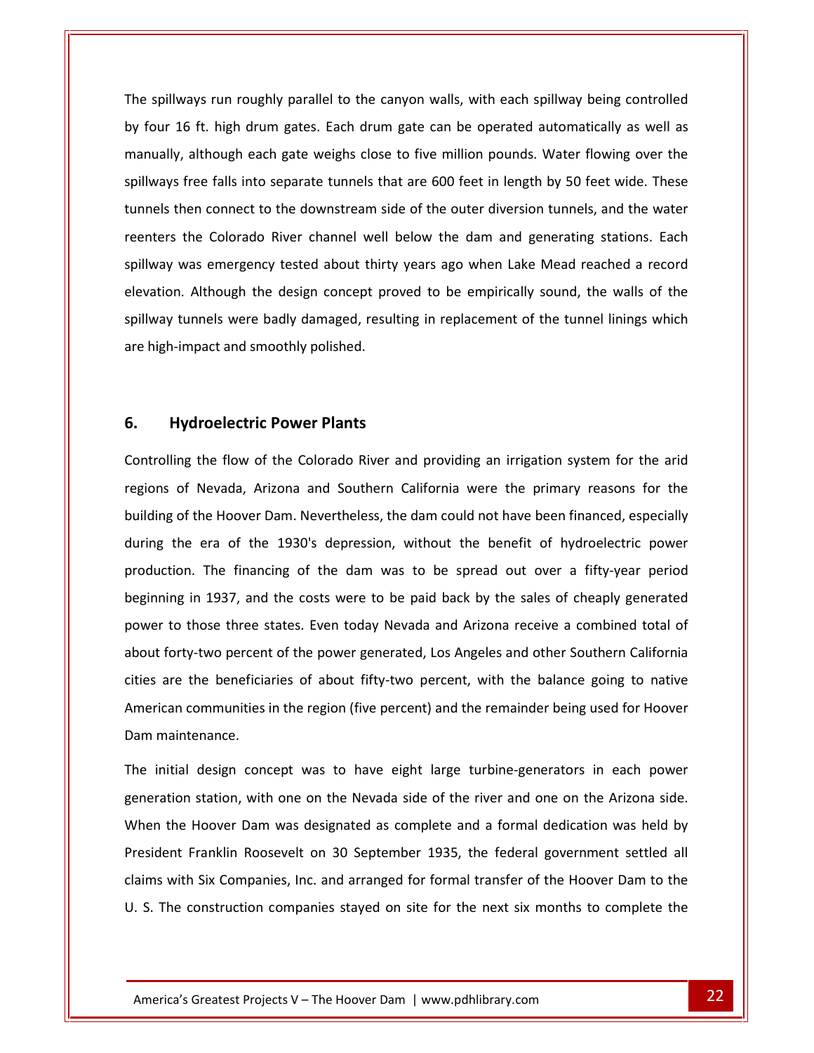The spillways run roughly parallel to the canyon walls, with each spillway being controlled by four 16 ft. high drum gates. Each drum gate can be operated automatically as well as manually, although each gate weighs close to five million pounds. Water flowing over the spillways free falls into separate tunnels that are 600 feet in length by 50 feet wide. These tunnels then connect to the downstream side of the outer diversion tunnels, and the water reenters the Colorado River channel well below the dam and generating stations. Each spillway was emergency tested about thirty years ago when Lake Mead reached a record elevation. Although the design concept proved to be empirically sound, the walls of the spillway tunnels were badly damaged, resulting in replacement of the tunnel linings which are high-impact and smoothly polished.

## 6. Hydroelectric Power Plants

Controlling the flow of the Colorado River and providing an irrigation system for the arid regions of Nevada, Arizona and Southern California were the primary reasons for the building of the Hoover Dam. Nevertheless, the dam could not have been financed, especially during the era of the 1930's depression, without the benefit of hydroelectric power production. The financing of the dam was to be spread out over a fifty-year period beginning in 1937, and the costs were to be paid back by the sales of cheaply generated power to those three states. Even today Nevada and Arizona receive a combined total of about forty-two percent of the power generated, Los Angeles and other Southern California cities are the beneficiaries of about fifty-two percent, with the balance going to native American communities in the region (five percent) and the remainder being used for Hoover Dam maintenance.

The initial design concept was to have eight large turbine-generators in each power generation station, with one on the Nevada side of the river and one on the Arizona side. When the Hoover Dam was designated as complete and a formal dedication was held by President Franklin Roosevelt on 30 September 1935, the federal government settled all claims with Six Companies, Inc. and arranged for formal transfer of the Hoover Dam to the U. S. The construction companies stayed on site for the next six months to complete the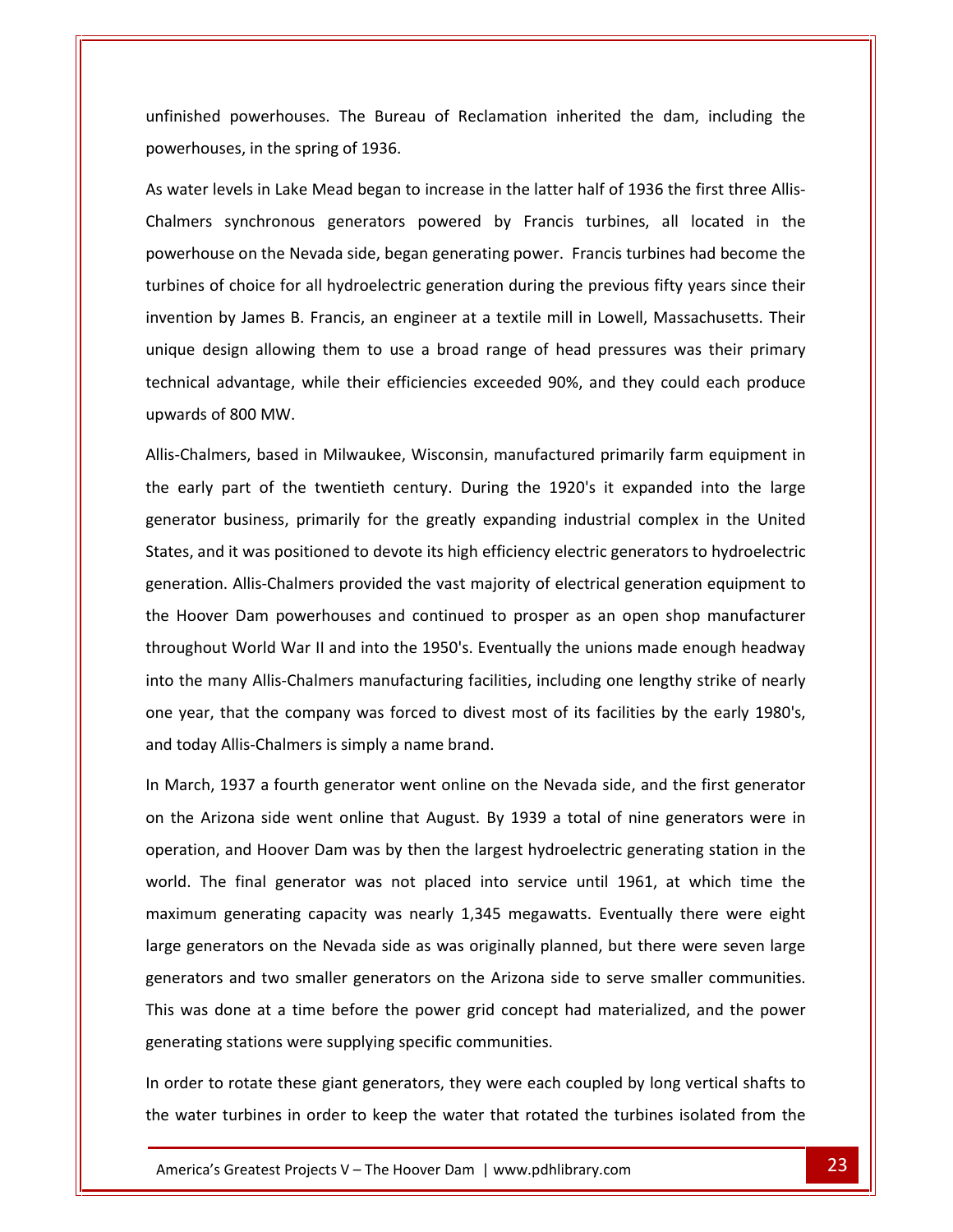unfinished powerhouses. The Bureau of Reclamation inherited the dam, including the powerhouses, in the spring of 1936.

As water levels in Lake Mead began to increase in the latter half of 1936 the first three Allis-Chalmers synchronous generators powered by Francis turbines, all located in the powerhouse on the Nevada side, began generating power. Francis turbines had become the turbines of choice for all hydroelectric generation during the previous fifty years since their invention by James B. Francis, an engineer at a textile mill in Lowell, Massachusetts. Their unique design allowing them to use a broad range of head pressures was their primary technical advantage, while their efficiencies exceeded 90%, and they could each produce upwards of 800 MW.

Allis-Chalmers, based in Milwaukee, Wisconsin, manufactured primarily farm equipment in the early part of the twentieth century. During the 1920's it expanded into the large generator business, primarily for the greatly expanding industrial complex in the United States, and it was positioned to devote its high efficiency electric generators to hydroelectric generation. Allis-Chalmers provided the vast majority of electrical generation equipment to the Hoover Dam powerhouses and continued to prosper as an open shop manufacturer throughout World War II and into the 1950's. Eventually the unions made enough headway into the many Allis-Chalmers manufacturing facilities, including one lengthy strike of nearly one year, that the company was forced to divest most of its facilities by the early 1980's, and today Allis-Chalmers is simply a name brand.

In March, 1937 a fourth generator went online on the Nevada side, and the first generator on the Arizona side went online that August. By 1939 a total of nine generators were in operation, and Hoover Dam was by then the largest hydroelectric generating station in the world. The final generator was not placed into service until 1961, at which time the maximum generating capacity was nearly 1,345 megawatts. Eventually there were eight large generators on the Nevada side as was originally planned, but there were seven large generators and two smaller generators on the Arizona side to serve smaller communities. This was done at a time before the power grid concept had materialized, and the power generating stations were supplying specific communities.

In order to rotate these giant generators, they were each coupled by long vertical shafts to the water turbines in order to keep the water that rotated the turbines isolated from the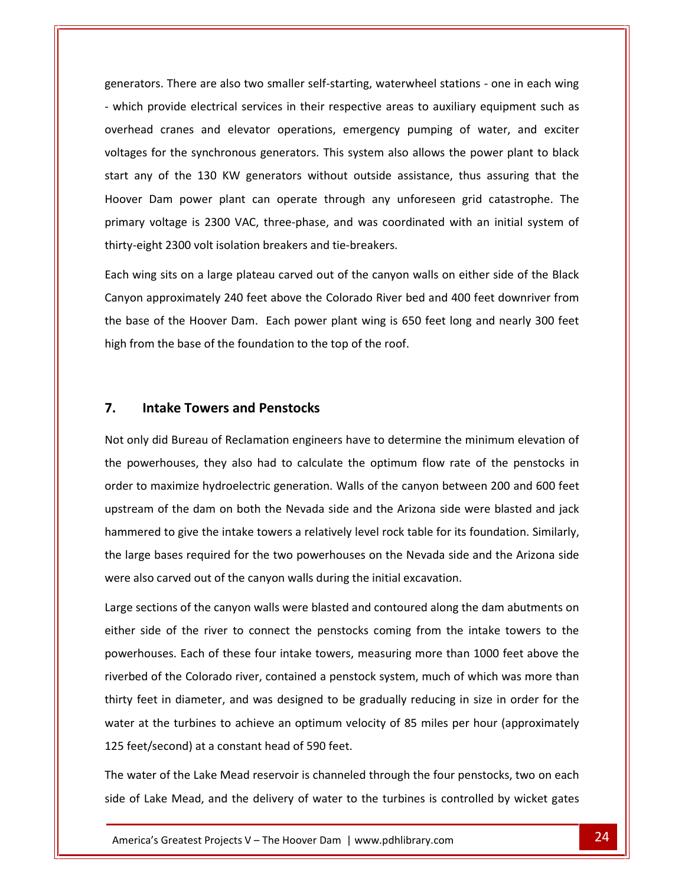generators. There are also two smaller self-starting, waterwheel stations - one in each wing - which provide electrical services in their respective areas to auxiliary equipment such as overhead cranes and elevator operations, emergency pumping of water, and exciter voltages for the synchronous generators. This system also allows the power plant to black start any of the 130 KW generators without outside assistance, thus assuring that the Hoover Dam power plant can operate through any unforeseen grid catastrophe. The primary voltage is 2300 VAC, three-phase, and was coordinated with an initial system of thirty-eight 2300 volt isolation breakers and tie-breakers.

Each wing sits on a large plateau carved out of the canyon walls on either side of the Black Canyon approximately 240 feet above the Colorado River bed and 400 feet downriver from the base of the Hoover Dam. Each power plant wing is 650 feet long and nearly 300 feet high from the base of the foundation to the top of the roof.

## 7. Intake Towers and Penstocks

Not only did Bureau of Reclamation engineers have to determine the minimum elevation of the powerhouses, they also had to calculate the optimum flow rate of the penstocks in order to maximize hydroelectric generation. Walls of the canyon between 200 and 600 feet upstream of the dam on both the Nevada side and the Arizona side were blasted and jack hammered to give the intake towers a relatively level rock table for its foundation. Similarly, the large bases required for the two powerhouses on the Nevada side and the Arizona side were also carved out of the canyon walls during the initial excavation.

Large sections of the canyon walls were blasted and contoured along the dam abutments on either side of the river to connect the penstocks coming from the intake towers to the powerhouses. Each of these four intake towers, measuring more than 1000 feet above the riverbed of the Colorado river, contained a penstock system, much of which was more than thirty feet in diameter, and was designed to be gradually reducing in size in order for the water at the turbines to achieve an optimum velocity of 85 miles per hour (approximately 125 feet/second) at a constant head of 590 feet.

The water of the Lake Mead reservoir is channeled through the four penstocks, two on each side of Lake Mead, and the delivery of water to the turbines is controlled by wicket gates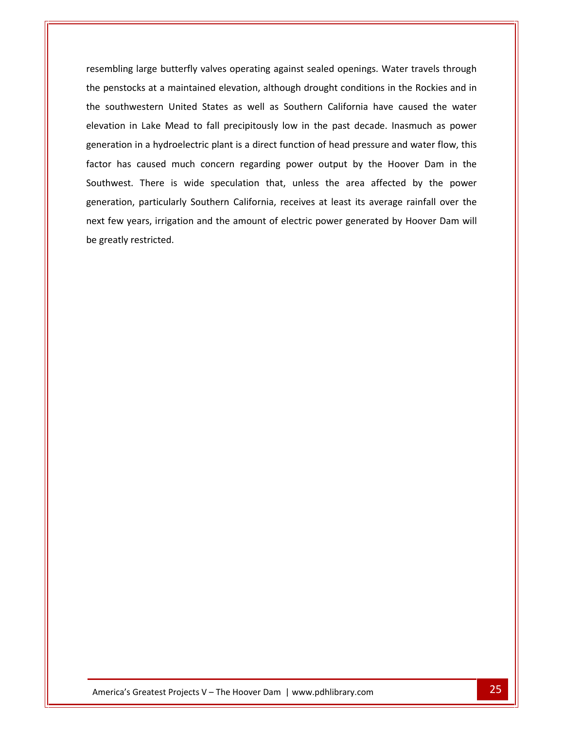resembling large butterfly valves operating against sealed openings. Water travels through the penstocks at a maintained elevation, although drought conditions in the Rockies and in the southwestern United States as well as Southern California have caused the water elevation in Lake Mead to fall precipitously low in the past decade. Inasmuch as power generation in a hydroelectric plant is a direct function of head pressure and water flow, this factor has caused much concern regarding power output by the Hoover Dam in the Southwest. There is wide speculation that, unless the area affected by the power generation, particularly Southern California, receives at least its average rainfall over the next few years, irrigation and the amount of electric power generated by Hoover Dam will be greatly restricted.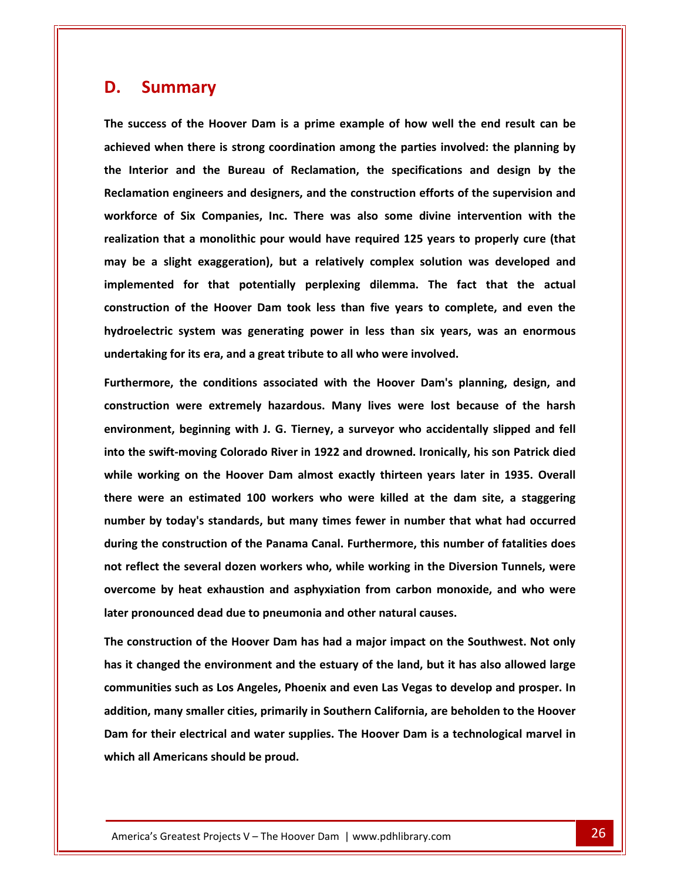## D. Summary

**The success of the Hoover Dam is a prime example of how well the end result can be achieved when there is strong coordination among the parties involved: the planning by the Interior and the Bureau of Reclamation, the specifications and design by the Reclamation engineers and designers, and the construction efforts of the supervision and workforce of Six Companies, Inc. There was also some divine intervention with the realization that a monolithic pour would have required 125 years to properly cure (that may be a slight exaggeration), but a relatively complex solution was developed and implemented for that potentially perplexing dilemma. The fact that the actual construction of the Hoover Dam took less than five years to complete, and even the hydroelectric system was generating power in less than six years, was an enormous undertaking for its era, and a great tribute to all who were involved.**

**Furthermore, the conditions associated with the Hoover Dam's planning, design, and construction were extremely hazardous. Many lives were lost because of the harsh environment, beginning with J. G. Tierney, a surveyor who accidentally slipped and fell into the swift-moving Colorado River in 1922 and drowned. Ironically, his son Patrick died while working on the Hoover Dam almost exactly thirteen years later in 1935. Overall there were an estimated 100 workers who were killed at the dam site, a staggering number by today's standards, but many times fewer in number that what had occurred during the construction of the Panama Canal. Furthermore, this number of fatalities does not reflect the several dozen workers who, while working in the Diversion Tunnels, were overcome by heat exhaustion and asphyxiation from carbon monoxide, and who were later pronounced dead due to pneumonia and other natural causes.**

**The construction of the Hoover Dam has had a major impact on the Southwest. Not only has it changed the environment and the estuary of the land, but it has also allowed large communities such as Los Angeles, Phoenix and even Las Vegas to develop and prosper. In addition, many smaller cities, primarily in Southern California, are beholden to the Hoover Dam for their electrical and water supplies. The Hoover Dam is a technological marvel in which all Americans should be proud.**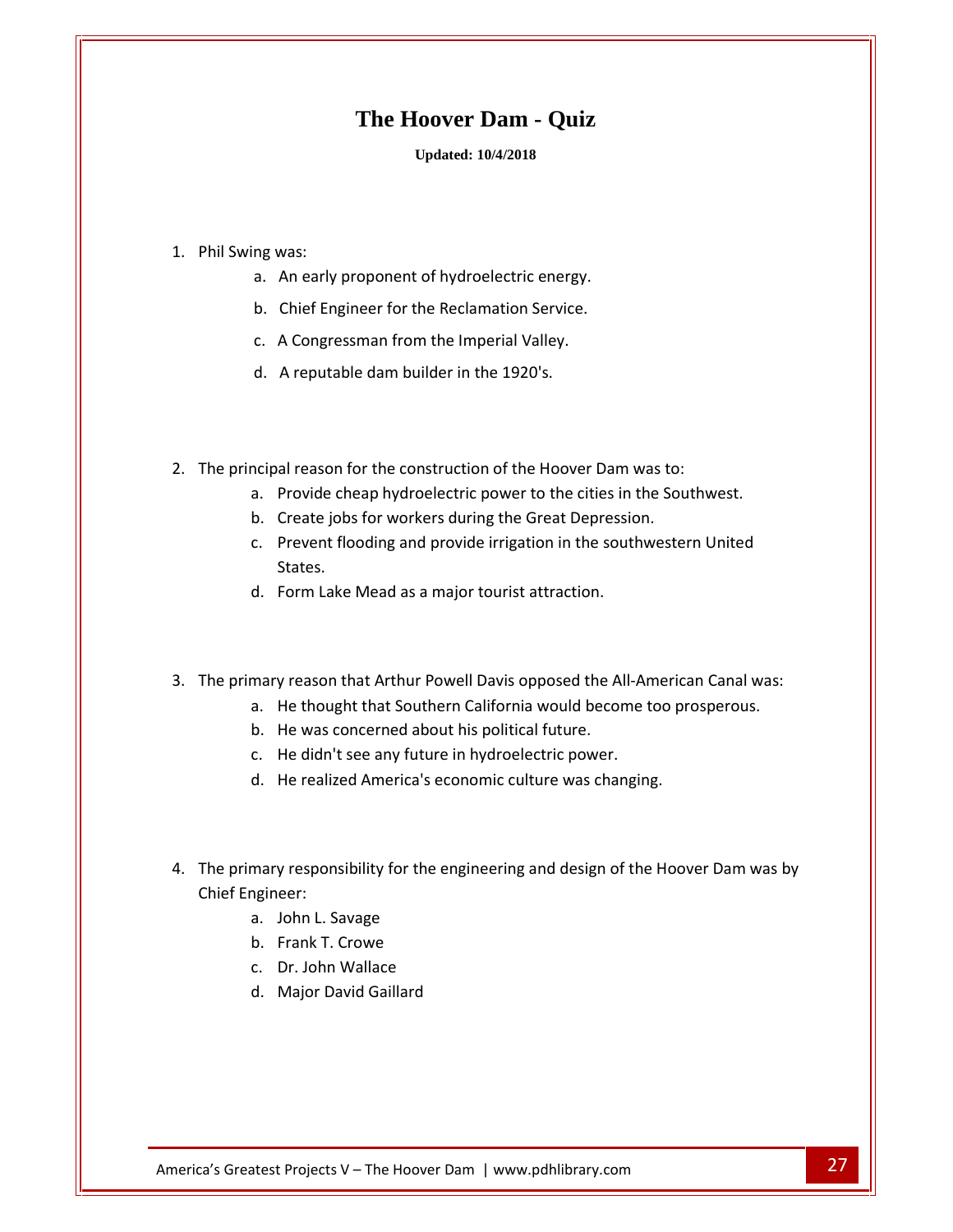# The Hoover Dam - Quiz

**Updated: 10/4/2018**

1. Phil Swing was:
    a. An early proponent of hydroelectric energy.
    b. Chief Engineer for the Reclamation Service.
    c. A Congressman from the Imperial Valley.
    d. A reputable dam builder in the 1920's.

2. The principal reason for the construction of the Hoover Dam was to:
    a. Provide cheap hydroelectric power to the cities in the Southwest.
    b. Create jobs for workers during the Great Depression.
    c. Prevent flooding and provide irrigation in the southwestern United States.
    d. Form Lake Mead as a major tourist attraction.

3. The primary reason that Arthur Powell Davis opposed the All-American Canal was:
    a. He thought that Southern California would become too prosperous.
    b. He was concerned about his political future.
    c. He didn't see any future in hydroelectric power.
    d. He realized America's economic culture was changing.

4. The primary responsibility for the engineering and design of the Hoover Dam was by Chief Engineer:
    a. John L. Savage
    b. Frank T. Crowe
    c. Dr. John Wallace
    d. Major David Gaillard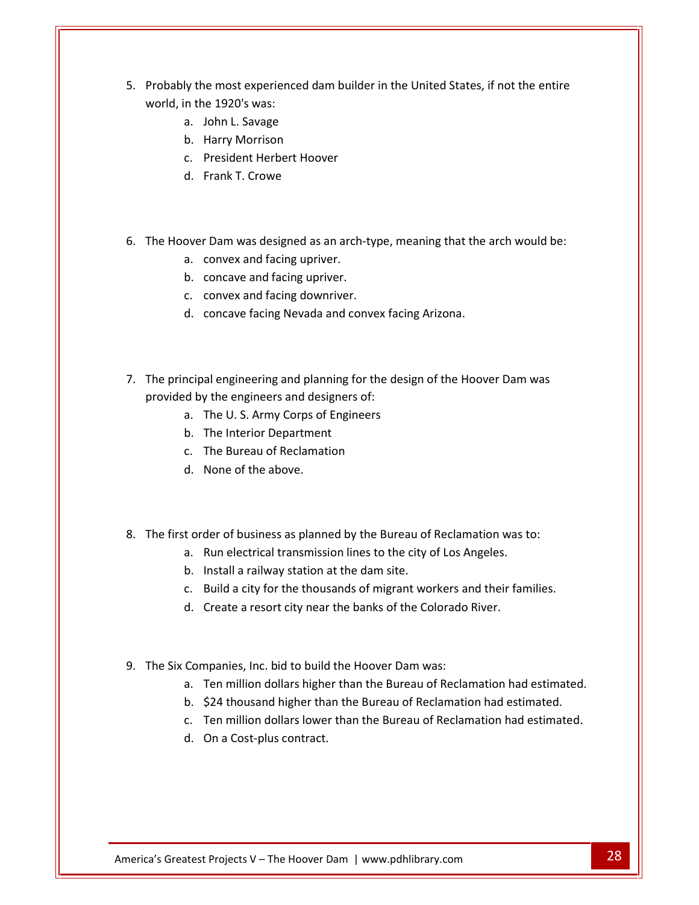5. Probably the most experienced dam builder in the United States, if not the entire world, in the 1920's was:
    a. John L. Savage
    b. Harry Morrison
    c. President Herbert Hoover
    d. Frank T. Crowe

6. The Hoover Dam was designed as an arch-type, meaning that the arch would be:
    a. convex and facing upriver.
    b. concave and facing upriver.
    c. convex and facing downriver.
    d. concave facing Nevada and convex facing Arizona.

7. The principal engineering and planning for the design of the Hoover Dam was provided by the engineers and designers of:
    a. The U. S. Army Corps of Engineers
    b. The Interior Department
    c. The Bureau of Reclamation
    d. None of the above.

8. The first order of business as planned by the Bureau of Reclamation was to:
    a. Run electrical transmission lines to the city of Los Angeles.
    b. Install a railway station at the dam site.
    c. Build a city for the thousands of migrant workers and their families.
    d. Create a resort city near the banks of the Colorado River.

9. The Six Companies, Inc. bid to build the Hoover Dam was:
    a. Ten million dollars higher than the Bureau of Reclamation had estimated.
    b. $24 thousand higher than the Bureau of Reclamation had estimated.
    c. Ten million dollars lower than the Bureau of Reclamation had estimated.
    d. On a Cost-plus contract.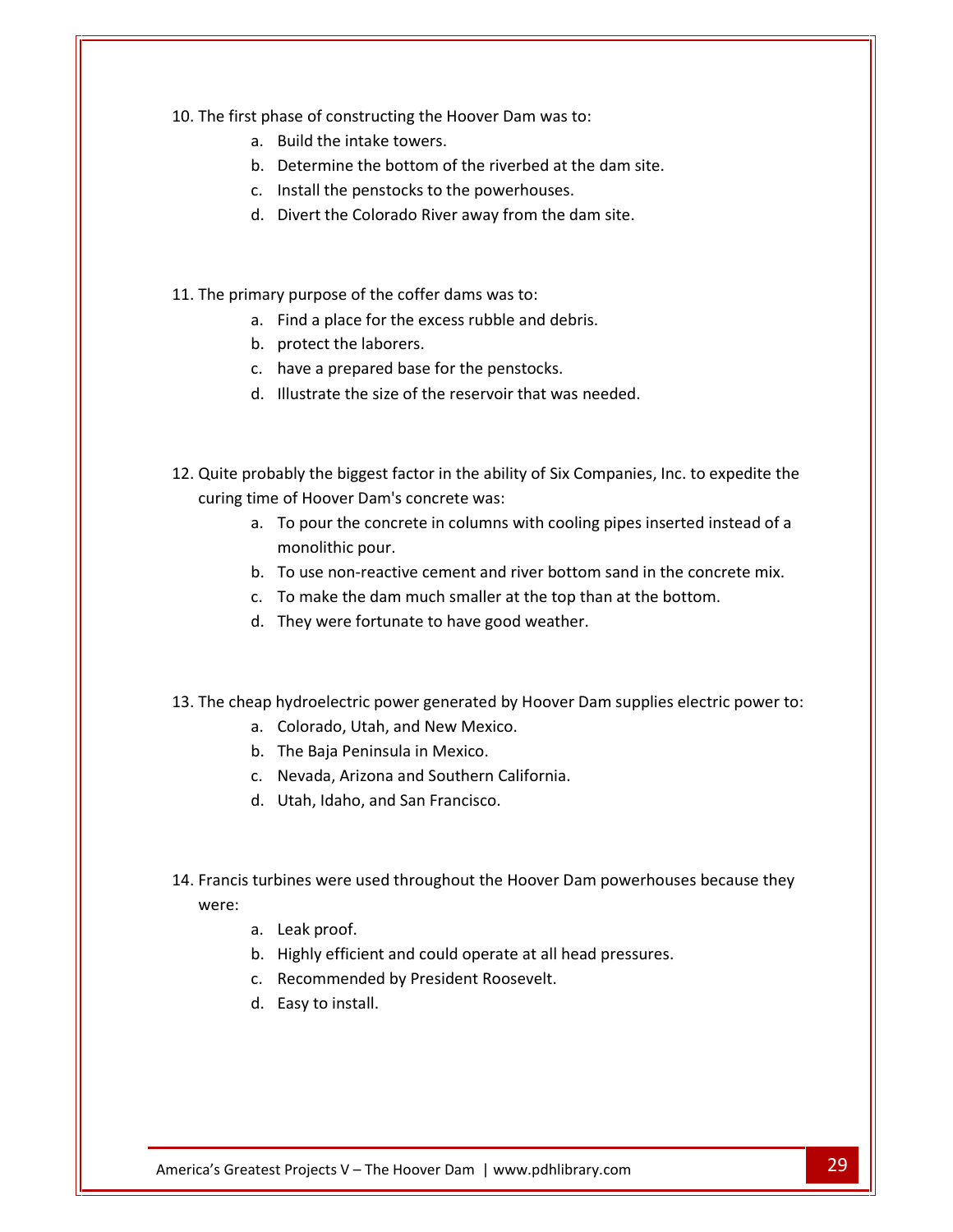10. The first phase of constructing the Hoover Dam was to:
    a. Build the intake towers.
    b. Determine the bottom of the riverbed at the dam site.
    c. Install the penstocks to the powerhouses.
    d. Divert the Colorado River away from the dam site.

11. The primary purpose of the coffer dams was to:
    a. Find a place for the excess rubble and debris.
    b. protect the laborers.
    c. have a prepared base for the penstocks.
    d. Illustrate the size of the reservoir that was needed.

12. Quite probably the biggest factor in the ability of Six Companies, Inc. to expedite the curing time of Hoover Dam's concrete was:
    a. To pour the concrete in columns with cooling pipes inserted instead of a monolithic pour.
    b. To use non-reactive cement and river bottom sand in the concrete mix.
    c. To make the dam much smaller at the top than at the bottom.
    d. They were fortunate to have good weather.

13. The cheap hydroelectric power generated by Hoover Dam supplies electric power to:
    a. Colorado, Utah, and New Mexico.
    b. The Baja Peninsula in Mexico.
    c. Nevada, Arizona and Southern California.
    d. Utah, Idaho, and San Francisco.

14. Francis turbines were used throughout the Hoover Dam powerhouses because they were:
    a. Leak proof.
    b. Highly efficient and could operate at all head pressures.
    c. Recommended by President Roosevelt.
    d. Easy to install.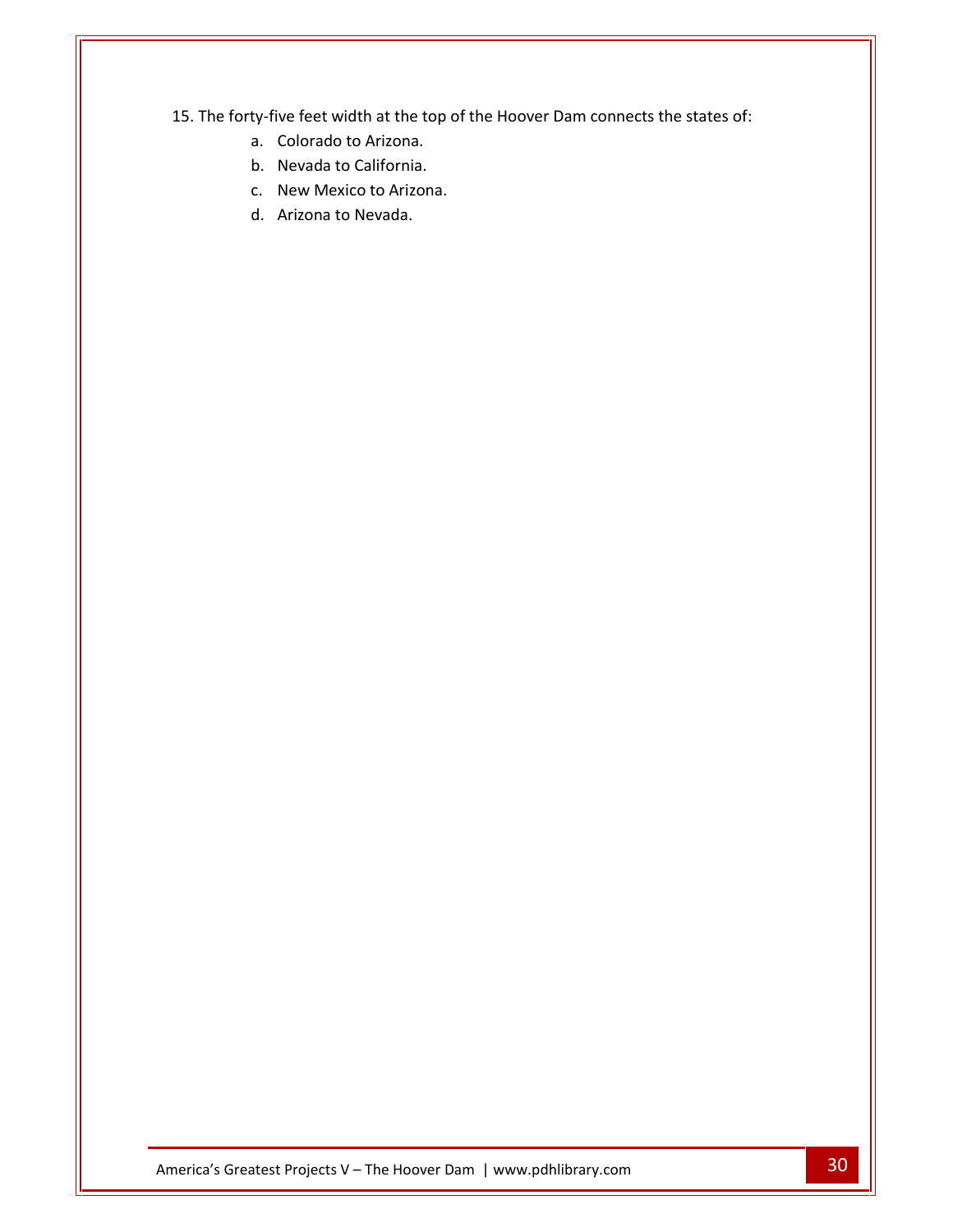15. The forty-five feet width at the top of the Hoover Dam connects the states of:

    a. Colorado to Arizona.

    b. Nevada to California.

    c. New Mexico to Arizona.

    d. Arizona to Nevada.